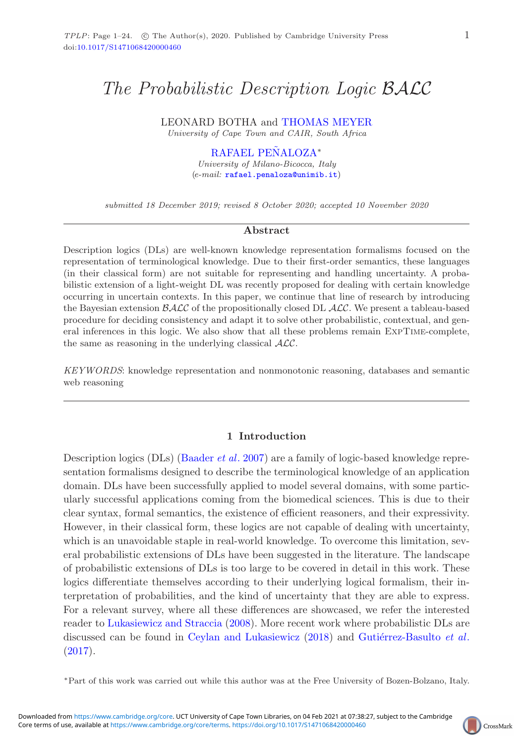# *The Probabilistic Description Logic $\mathcal{BALC}$*

LEONARD BOTHA and THOMAS MEYER

*University of Cape Town and CAIR, South Africa*

RAFAEL PEÑALOZA*

*University of Milano-Bicocca, Italy*

(*e-mail:* rafael.penaloza@unimib.it)

*submitted 18 December 2019; revised 8 October 2020; accepted 10 November 2020*

## Abstract

Description logics (DLs) are well-known knowledge representation formalisms focused on the representation of terminological knowledge. Due to their first-order semantics, these languages (in their classical form) are not suitable for representing and handling uncertainty. A probabilistic extension of a light-weight DL was recently proposed for dealing with certain knowledge occurring in uncertain contexts. In this paper, we continue that line of research by introducing the Bayesian extension $\mathcal{BALC}$ of the propositionally closed DL $\mathcal{ALC}$. We present a tableau-based procedure for deciding consistency and adapt it to solve other probabilistic, contextual, and general inferences in this logic. We also show that all these problems remain ExpTime-complete, the same as reasoning in the underlying classical $\mathcal{ALC}$.

*KEYWORDS*: knowledge representation and nonmonotonic reasoning, databases and semantic web reasoning

## 1 Introduction

Description logics (DLs) (Baader *et al.* 2007) are a family of logic-based knowledge representation formalisms designed to describe the terminological knowledge of an application domain. DLs have been successfully applied to model several domains, with some particularly successful applications coming from the biomedical sciences. This is due to their clear syntax, formal semantics, the existence of efficient reasoners, and their expressivity. However, in their classical form, these logics are not capable of dealing with uncertainty, which is an unavoidable staple in real-world knowledge. To overcome this limitation, several probabilistic extensions of DLs have been suggested in the literature. The landscape of probabilistic extensions of DLs is too large to be covered in detail in this work. These logics differentiate themselves according to their underlying logical formalism, their interpretation of probabilities, and the kind of uncertainty that they are able to express. For a relevant survey, where all these differences are showcased, we refer the interested reader to Lukasiewicz and Straccia (2008). More recent work where probabilistic DLs are discussed can be found in Ceylan and Lukasiewicz (2018) and Gutiérrez-Basulto *et al.* (2017).

*Part of this work was carried out while this author was at the Free University of Bozen-Bolzano, Italy.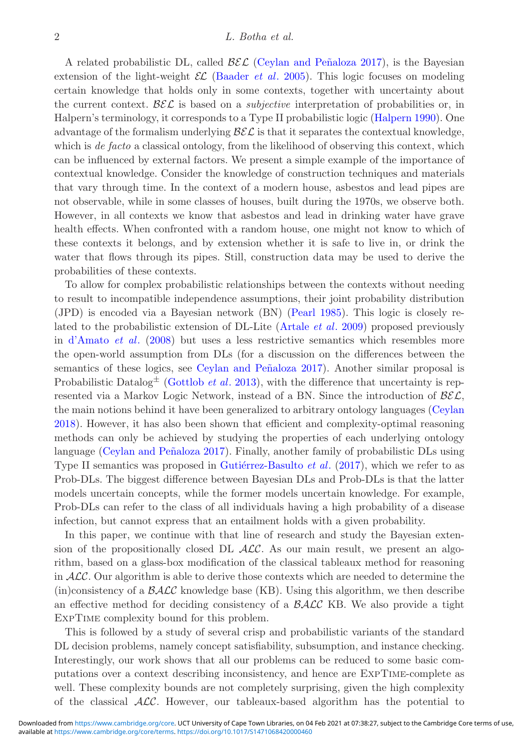A related probabilistic DL, called $\mathcal{BEL}$ (Ceylan and Peñaloza 2017), is the Bayesian extension of the light-weight $\mathcal{EL}$ (Baader *et al*. 2005). This logic focuses on modeling certain knowledge that holds only in some contexts, together with uncertainty about the current context. $\mathcal{BEL}$ is based on a *subjective* interpretation of probabilities or, in Halpern's terminology, it corresponds to a Type II probabilistic logic (Halpern 1990). One advantage of the formalism underlying $\mathcal{BEL}$ is that it separates the contextual knowledge, which is *de facto* a classical ontology, from the likelihood of observing this context, which can be influenced by external factors. We present a simple example of the importance of contextual knowledge. Consider the knowledge of construction techniques and materials that vary through time. In the context of a modern house, asbestos and lead pipes are not observable, while in some classes of houses, built during the 1970s, we observe both. However, in all contexts we know that asbestos and lead in drinking water have grave health effects. When confronted with a random house, one might not know to which of these contexts it belongs, and by extension whether it is safe to live in, or drink the water that flows through its pipes. Still, construction data may be used to derive the probabilities of these contexts.

To allow for complex probabilistic relationships between the contexts without needing to result to incompatible independence assumptions, their joint probability distribution (JPD) is encoded via a Bayesian network (BN) (Pearl 1985). This logic is closely related to the probabilistic extension of DL-Lite (Artale *et al*. 2009) proposed previously in d'Amato *et al*. (2008) but uses a less restrictive semantics which resembles more the open-world assumption from DLs (for a discussion on the differences between the semantics of these logics, see Ceylan and Peñaloza 2017). Another similar proposal is Probabilistic Datalog$^{\pm}$ (Gottlob *et al*. 2013), with the difference that uncertainty is represented via a Markov Logic Network, instead of a BN. Since the introduction of $\mathcal{BEL}$, the main notions behind it have been generalized to arbitrary ontology languages (Ceylan 2018). However, it has also been shown that efficient and complexity-optimal reasoning methods can only be achieved by studying the properties of each underlying ontology language (Ceylan and Peñaloza 2017). Finally, another family of probabilistic DLs using Type II semantics was proposed in Gutiérrez-Basulto *et al*. (2017), which we refer to as Prob-DLs. The biggest difference between Bayesian DLs and Prob-DLs is that the latter models uncertain concepts, while the former models uncertain knowledge. For example, Prob-DLs can refer to the class of all individuals having a high probability of a disease infection, but cannot express that an entailment holds with a given probability.

In this paper, we continue with that line of research and study the Bayesian extension of the propositionally closed DL $\mathcal{ALC}$. As our main result, we present an algorithm, based on a glass-box modification of the classical tableaux method for reasoning in $\mathcal{ALC}$. Our algorithm is able to derive those contexts which are needed to determine the (in)consistency of a $\mathcal{BALC}$ knowledge base (KB). Using this algorithm, we then describe an effective method for deciding consistency of a $\mathcal{BALC}$ KB. We also provide a tight ExpTime complexity bound for this problem.

This is followed by a study of several crisp and probabilistic variants of the standard DL decision problems, namely concept satisfiability, subsumption, and instance checking. Interestingly, our work shows that all our problems can be reduced to some basic computations over a context describing inconsistency, and hence are ExpTime-complete as well. These complexity bounds are not completely surprising, given the high complexity of the classical $\mathcal{ALC}$. However, our tableaux-based algorithm has the potential to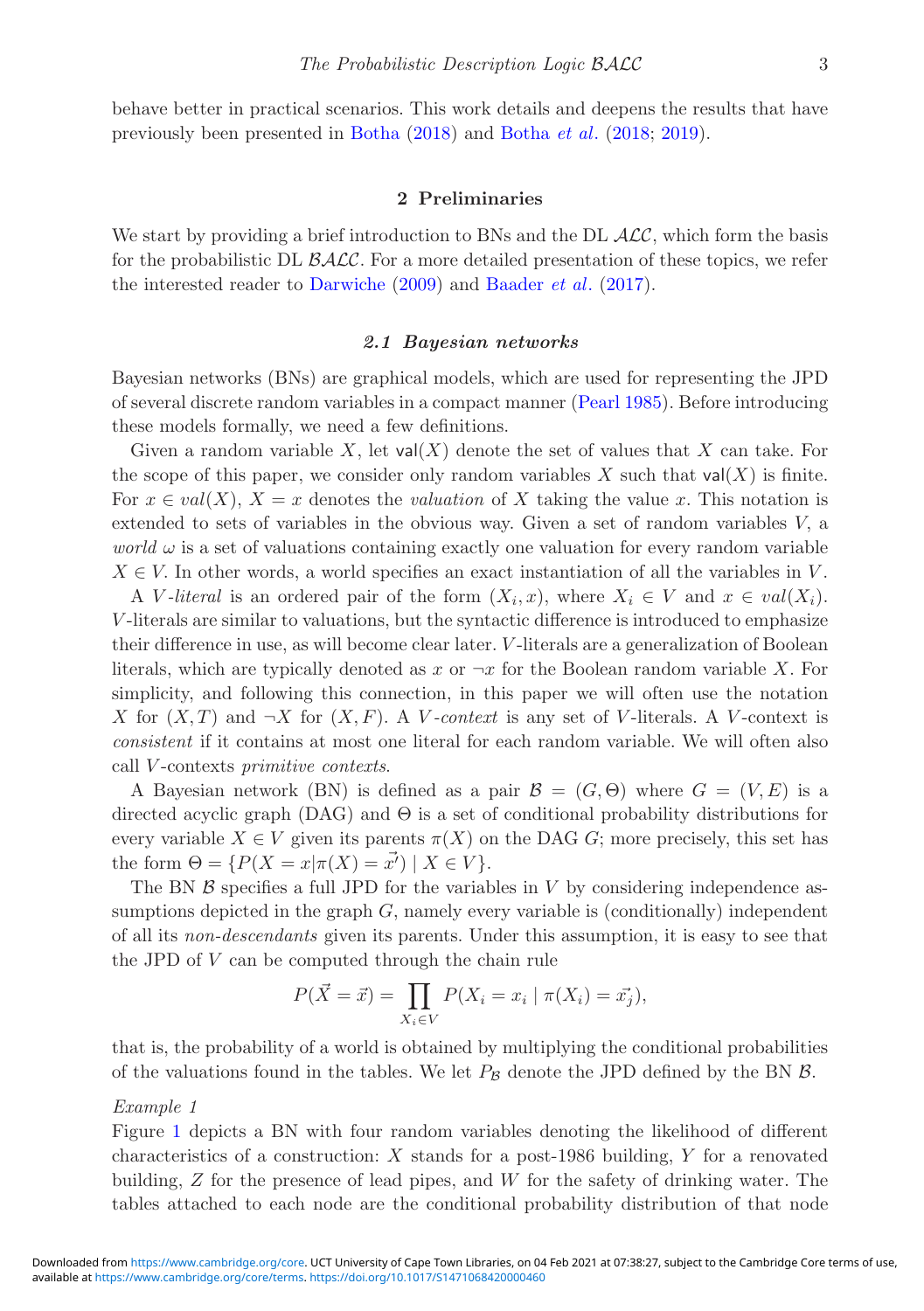behave better in practical scenarios. This work details and deepens the results that have previously been presented in Botha (2018) and Botha *et al.* (2018; 2019).

## 2 Preliminaries

We start by providing a brief introduction to BNs and the DL $\mathcal{ALC}$, which form the basis for the probabilistic DL $\mathcal{BALC}$. For a more detailed presentation of these topics, we refer the interested reader to Darwiche (2009) and Baader *et al.* (2017).

### 2.1 Bayesian networks

Bayesian networks (BNs) are graphical models, which are used for representing the JPD of several discrete random variables in a compact manner (Pearl 1985). Before introducing these models formally, we need a few definitions.

Given a random variable $X$, let $\mathsf{val}(X)$ denote the set of values that $X$ can take. For the scope of this paper, we consider only random variables $X$ such that $\mathsf{val}(X)$ is finite. For $x \in val(X)$, $X = x$ denotes the *valuation* of $X$ taking the value $x$. This notation is extended to sets of variables in the obvious way. Given a set of random variables $V$, a *world* $\omega$ is a set of valuations containing exactly one valuation for every random variable $X \in V$. In other words, a world specifies an exact instantiation of all the variables in $V$.

A $V$*-literal* is an ordered pair of the form $(X_i, x)$, where $X_i \in V$ and $x \in val(X_i)$. $V$-literals are similar to valuations, but the syntactic difference is introduced to emphasize their difference in use, as will become clear later. $V$-literals are a generalization of Boolean literals, which are typically denoted as $x$ or $\neg x$ for the Boolean random variable $X$. For simplicity, and following this connection, in this paper we will often use the notation $X$ for $(X, T)$ and $\neg X$ for $(X, F)$. A $V$*-context* is any set of $V$-literals. A $V$-context is *consistent* if it contains at most one literal for each random variable. We will often also call $V$-contexts *primitive contexts*.

A Bayesian network (BN) is defined as a pair $\mathcal{B} = (G, \Theta)$ where $G = (V, E)$ is a directed acyclic graph (DAG) and $\Theta$ is a set of conditional probability distributions for every variable $X \in V$ given its parents $\pi(X)$ on the DAG $G$; more precisely, this set has the form $\Theta = \{P(X = x | \pi(X) = \vec{x'}) \mid X \in V\}$.

The BN $\mathcal{B}$ specifies a full JPD for the variables in $V$ by considering independence assumptions depicted in the graph $G$, namely every variable is (conditionally) independent of all its *non-descendants* given its parents. Under this assumption, it is easy to see that the JPD of $V$ can be computed through the chain rule

$$P(\vec{X} = \vec{x}) = \prod_{X_i \in V} P(X_i = x_i \mid \pi(X_i) = \vec{x_j}),$$

that is, the probability of a world is obtained by multiplying the conditional probabilities of the valuations found in the tables. We let $P_{\mathcal{B}}$ denote the JPD defined by the BN $\mathcal{B}$.

*Example 1*
Figure 1 depicts a BN with four random variables denoting the likelihood of different characteristics of a construction: $X$ stands for a post-1986 building, $Y$ for a renovated building, $Z$ for the presence of lead pipes, and $W$ for the safety of drinking water. The tables attached to each node are the conditional probability distribution of that node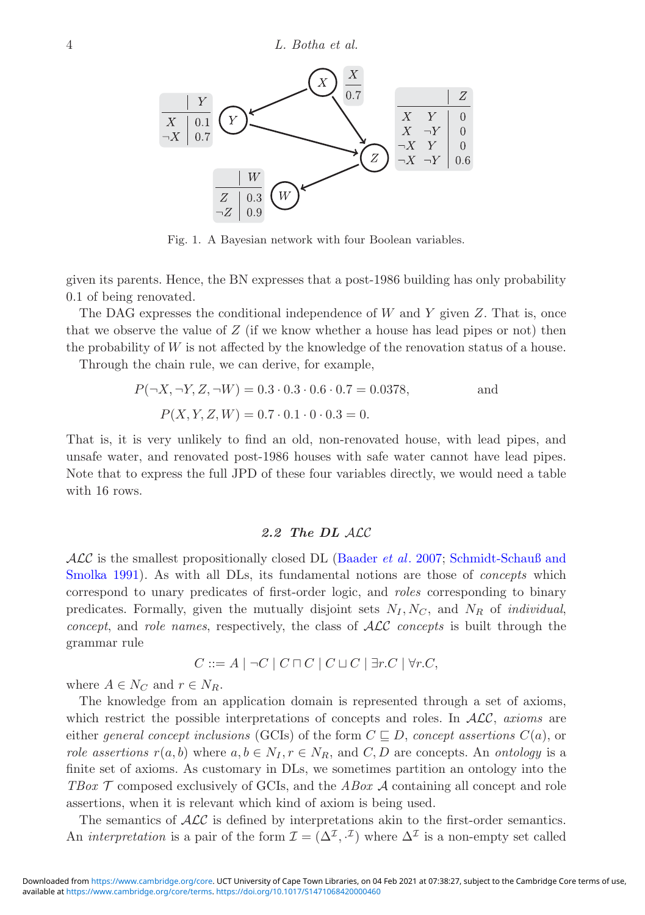Fig. 1. A Bayesian network with four Boolean variables.

given its parents. Hence, the BN expresses that a post-1986 building has only probability 0.1 of being renovated.

The DAG expresses the conditional independence of $W$ and $Y$ given $Z$. That is, once that we observe the value of $Z$ (if we know whether a house has lead pipes or not) then the probability of $W$ is not affected by the knowledge of the renovation status of a house.

Through the chain rule, we can derive, for example,

$$P(\neg X, \neg Y, Z, \neg W) = 0.3 \cdot 0.3 \cdot 0.6 \cdot 0.7 = 0.0378, \qquad \text{and}$$

$$P(X, Y, Z, W) = 0.7 \cdot 0.1 \cdot 0 \cdot 0.3 = 0.$$

That is, it is very unlikely to find an old, non-renovated house, with lead pipes, and unsafe water, and renovated post-1986 houses with safe water cannot have lead pipes. Note that to express the full JPD of these four variables directly, we would need a table with 16 rows.

### 2.2 The DL $\mathcal{ALC}$

$\mathcal{ALC}$ is the smallest propositionally closed DL (Baader *et al*. 2007; Schmidt-Schauß and Smolka 1991). As with all DLs, its fundamental notions are those of *concepts* which correspond to unary predicates of first-order logic, and *roles* corresponding to binary predicates. Formally, given the mutually disjoint sets $N_I, N_C$, and $N_R$ of *individual*, *concept*, and *role names*, respectively, the class of $\mathcal{ALC}$ *concepts* is built through the grammar rule

$$C ::= A \mid \neg C \mid C \sqcap C \mid C \sqcup C \mid \exists r.C \mid \forall r.C,$$

where $A \in N_C$ and $r \in N_R$.

The knowledge from an application domain is represented through a set of axioms, which restrict the possible interpretations of concepts and roles. In $\mathcal{ALC}$, *axioms* are either *general concept inclusions* (GCIs) of the form $C \sqsubseteq D$, *concept assertions* $C(a)$, or *role assertions* $r(a, b)$ where $a, b \in N_I, r \in N_R$, and $C, D$ are concepts. An *ontology* is a finite set of axioms. As customary in DLs, we sometimes partition an ontology into the *TBox* $\mathcal{T}$ composed exclusively of GCIs, and the *ABox* $\mathcal{A}$ containing all concept and role assertions, when it is relevant which kind of axiom is being used.

The semantics of $\mathcal{ALC}$ is defined by interpretations akin to the first-order semantics. An *interpretation* is a pair of the form $\mathcal{I} = (\Delta^\mathcal{I}, \cdot^\mathcal{I})$ where $\Delta^\mathcal{I}$ is a non-empty set called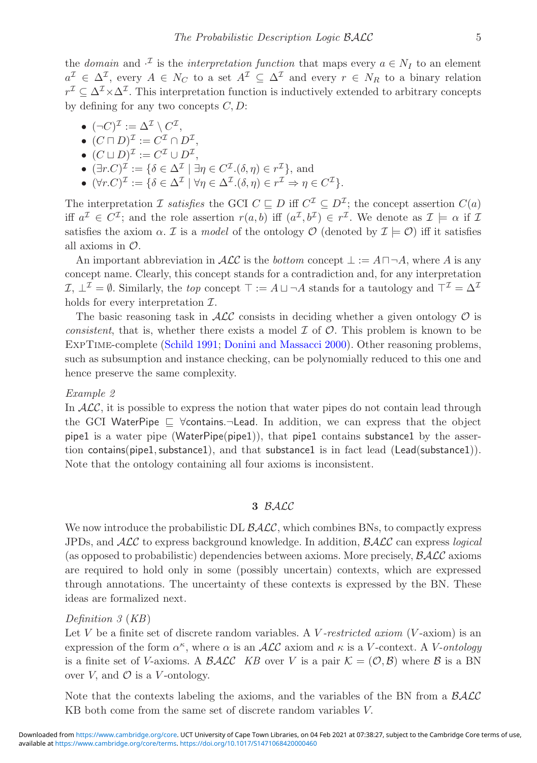the *domain* and $\cdot^{\mathcal{I}}$ is the *interpretation function* that maps every $a \in N_I$ to an element $a^{\mathcal{I}} \in \Delta^{\mathcal{I}}$, every $A \in N_C$ to a set $A^{\mathcal{I}} \subseteq \Delta^{\mathcal{I}}$ and every $r \in N_R$ to a binary relation $r^{\mathcal{I}} \subseteq \Delta^{\mathcal{I}} \times \Delta^{\mathcal{I}}$. This interpretation function is inductively extended to arbitrary concepts by defining for any two concepts $C, D$:

- $(\neg C)^{\mathcal{I}} := \Delta^{\mathcal{I}} \setminus C^{\mathcal{I}}$,
- $(C \sqcap D)^{\mathcal{I}} := C^{\mathcal{I}} \cap D^{\mathcal{I}}$,
- $(C \sqcup D)^{\mathcal{I}} := C^{\mathcal{I}} \cup D^{\mathcal{I}}$,
- $(\exists r.C)^{\mathcal{I}} := \{\delta \in \Delta^{\mathcal{I}} \mid \exists \eta \in C^{\mathcal{I}}.(\delta, \eta) \in r^{\mathcal{I}}\}$, and
- $(\forall r.C)^{\mathcal{I}} := \{\delta \in \Delta^{\mathcal{I}} \mid \forall \eta \in \Delta^{\mathcal{I}}.(\delta, \eta) \in r^{\mathcal{I}} \Rightarrow \eta \in C^{\mathcal{I}}\}$.

The interpretation $\mathcal{I}$ *satisfies* the GCI $C \sqsubseteq D$ iff $C^{\mathcal{I}} \subseteq D^{\mathcal{I}}$; the concept assertion $C(a)$ iff $a^{\mathcal{I}} \in C^{\mathcal{I}}$; and the role assertion $r(a, b)$ iff $(a^{\mathcal{I}}, b^{\mathcal{I}}) \in r^{\mathcal{I}}$. We denote as $\mathcal{I} \models \alpha$ if $\mathcal{I}$ satisfies the axiom $\alpha$. $\mathcal{I}$ is a *model* of the ontology $\mathcal{O}$ (denoted by $\mathcal{I} \models \mathcal{O}$) iff it satisfies all axioms in $\mathcal{O}$.

An important abbreviation in $\mathcal{ALC}$ is the *bottom* concept $\bot := A \sqcap \neg A$, where $A$ is any concept name. Clearly, this concept stands for a contradiction and, for any interpretation $\mathcal{I}$, $\bot^{\mathcal{I}} = \emptyset$. Similarly, the *top* concept $\top := A \sqcup \neg A$ stands for a tautology and $\top^{\mathcal{I}} = \Delta^{\mathcal{I}}$ holds for every interpretation $\mathcal{I}$.

The basic reasoning task in $\mathcal{ALC}$ consists in deciding whether a given ontology $\mathcal{O}$ is *consistent*, that is, whether there exists a model $\mathcal{I}$ of $\mathcal{O}$. This problem is known to be ExpTime-complete (Schild 1991; Donini and Massacci 2000). Other reasoning problems, such as subsumption and instance checking, can be polynomially reduced to this one and hence preserve the same complexity.

*Example 2*

In $\mathcal{ALC}$, it is possible to express the notion that water pipes do not contain lead through the GCI $\mathsf{WaterPipe} \sqsubseteq \forall \mathsf{contains}.\neg\mathsf{Lead}$. In addition, we can express that the object $\mathsf{pipe1}$ is a water pipe ($\mathsf{WaterPipe}(\mathsf{pipe1})$), that $\mathsf{pipe1}$ contains $\mathsf{substance1}$ by the assertion $\mathsf{contains}(\mathsf{pipe1}, \mathsf{substance1})$, and that $\mathsf{substance1}$ is in fact lead ($\mathsf{Lead}(\mathsf{substance1})$). Note that the ontology containing all four axioms is inconsistent.

## 3 $\mathcal{BALC}$

We now introduce the probabilistic DL $\mathcal{BALC}$, which combines BNs, to compactly express JPDs, and $\mathcal{ALC}$ to express background knowledge. In addition, $\mathcal{BALC}$ can express *logical* (as opposed to probabilistic) dependencies between axioms. More precisely, $\mathcal{BALC}$ axioms are required to hold only in some (possibly uncertain) contexts, which are expressed through annotations. The uncertainty of these contexts is expressed by the BN. These ideas are formalized next.

*Definition 3* (*KB*)

Let $V$ be a finite set of discrete random variables. A *$V$-restricted axiom* ($V$-axiom) is an expression of the form $\alpha^{\kappa}$, where $\alpha$ is an $\mathcal{ALC}$ axiom and $\kappa$ is a $V$-context. A *$V$-ontology* is a finite set of $V$-axioms. A $\mathcal{BALC}$ *KB* over $V$ is a pair $\mathcal{K} = (\mathcal{O}, \mathcal{B})$ where $\mathcal{B}$ is a BN over $V$, and $\mathcal{O}$ is a $V$-ontology.

Note that the contexts labeling the axioms, and the variables of the BN from a $\mathcal{BALC}$ KB both come from the same set of discrete random variables $V$.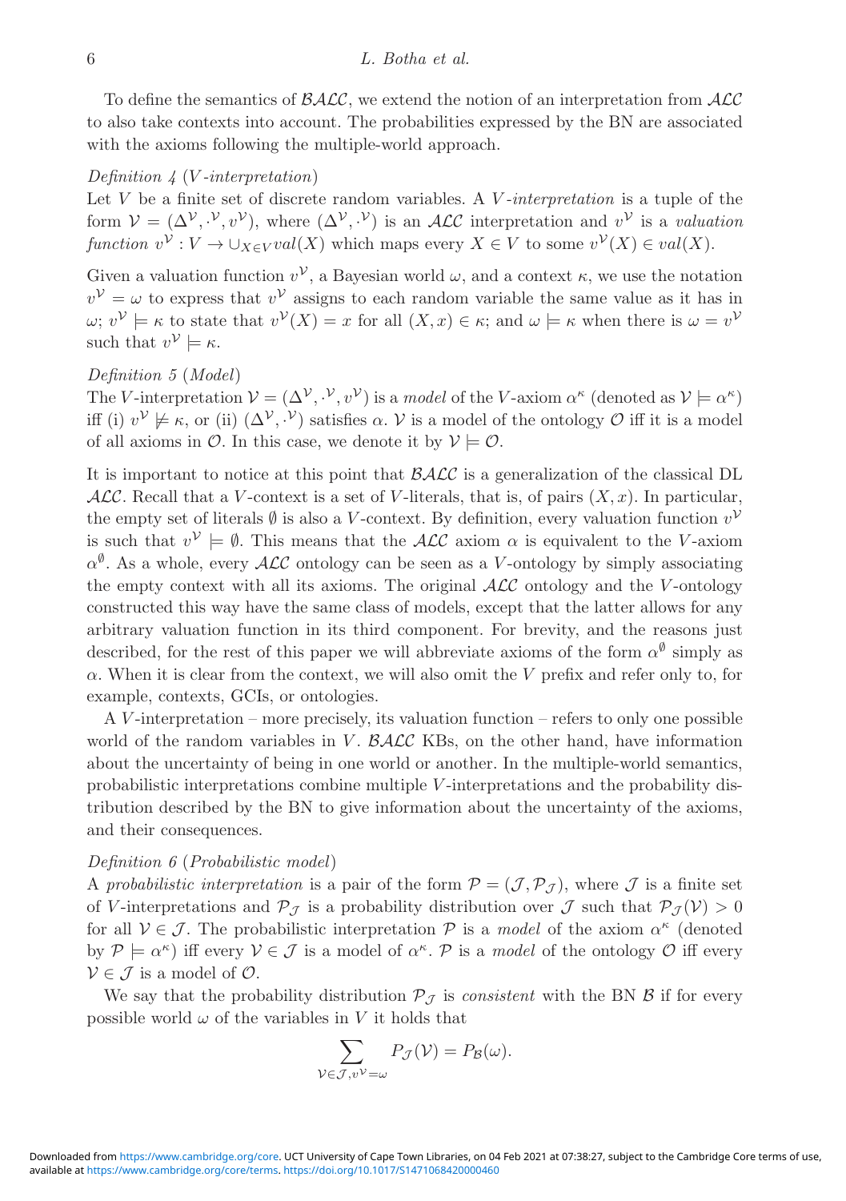To define the semantics of $\mathcal{BALC}$, we extend the notion of an interpretation from $\mathcal{ALC}$ to also take contexts into account. The probabilities expressed by the BN are associated with the axioms following the multiple-world approach.

*Definition 4* (*V-interpretation*)
Let $V$ be a finite set of discrete random variables. A *V-interpretation* is a tuple of the form $\mathcal{V} = (\Delta^{\mathcal{V}}, \cdot^{\mathcal{V}}, v^{\mathcal{V}})$, where $(\Delta^{\mathcal{V}}, \cdot^{\mathcal{V}})$ is an $\mathcal{ALC}$ interpretation and $v^{\mathcal{V}}$ is a *valuation function* $v^{\mathcal{V}} : V \to \cup_{X \in V} val(X)$ which maps every $X \in V$ to some $v^{\mathcal{V}}(X) \in val(X)$.

Given a valuation function $v^{\mathcal{V}}$, a Bayesian world $\omega$, and a context $\kappa$, we use the notation $v^{\mathcal{V}} = \omega$ to express that $v^{\mathcal{V}}$ assigns to each random variable the same value as it has in $\omega$; $v^{\mathcal{V}} \models \kappa$ to state that $v^{\mathcal{V}}(X) = x$ for all $(X, x) \in \kappa$; and $\omega \models \kappa$ when there is $\omega = v^{\mathcal{V}}$ such that $v^{\mathcal{V}} \models \kappa$.

*Definition 5* (*Model*)
The $V$-interpretation $\mathcal{V} = (\Delta^{\mathcal{V}}, \cdot^{\mathcal{V}}, v^{\mathcal{V}})$ is a *model* of the $V$-axiom $\alpha^{\kappa}$ (denoted as $\mathcal{V} \models \alpha^{\kappa}$) iff (i) $v^{\mathcal{V}} \not\models \kappa$, or (ii) $(\Delta^{\mathcal{V}}, \cdot^{\mathcal{V}})$ satisfies $\alpha$. $\mathcal{V}$ is a model of the ontology $\mathcal{O}$ iff it is a model of all axioms in $\mathcal{O}$. In this case, we denote it by $\mathcal{V} \models \mathcal{O}$.

It is important to notice at this point that $\mathcal{BALC}$ is a generalization of the classical DL $\mathcal{ALC}$. Recall that a $V$-context is a set of $V$-literals, that is, of pairs $(X, x)$. In particular, the empty set of literals $\emptyset$ is also a $V$-context. By definition, every valuation function $v^{\mathcal{V}}$ is such that $v^{\mathcal{V}} \models \emptyset$. This means that the $\mathcal{ALC}$ axiom $\alpha$ is equivalent to the $V$-axiom $\alpha^{\emptyset}$. As a whole, every $\mathcal{ALC}$ ontology can be seen as a $V$-ontology by simply associating the empty context with all its axioms. The original $\mathcal{ALC}$ ontology and the $V$-ontology constructed this way have the same class of models, except that the latter allows for any arbitrary valuation function in its third component. For brevity, and the reasons just described, for the rest of this paper we will abbreviate axioms of the form $\alpha^{\emptyset}$ simply as $\alpha$. When it is clear from the context, we will also omit the $V$ prefix and refer only to, for example, contexts, GCIs, or ontologies.

A $V$-interpretation – more precisely, its valuation function – refers to only one possible world of the random variables in $V$. $\mathcal{BALC}$ KBs, on the other hand, have information about the uncertainty of being in one world or another. In the multiple-world semantics, probabilistic interpretations combine multiple $V$-interpretations and the probability distribution described by the BN to give information about the uncertainty of the axioms, and their consequences.

*Definition 6* (*Probabilistic model*)
A *probabilistic interpretation* is a pair of the form $\mathcal{P} = (\mathcal{J}, \mathcal{P}_{\mathcal{J}})$, where $\mathcal{J}$ is a finite set of $V$-interpretations and $\mathcal{P}_{\mathcal{J}}$ is a probability distribution over $\mathcal{J}$ such that $\mathcal{P}_{\mathcal{J}}(\mathcal{V}) > 0$ for all $\mathcal{V} \in \mathcal{J}$. The probabilistic interpretation $\mathcal{P}$ is a *model* of the axiom $\alpha^{\kappa}$ (denoted by $\mathcal{P} \models \alpha^{\kappa}$) iff every $\mathcal{V} \in \mathcal{J}$ is a model of $\alpha^{\kappa}$. $\mathcal{P}$ is a *model* of the ontology $\mathcal{O}$ iff every $\mathcal{V} \in \mathcal{J}$ is a model of $\mathcal{O}$.

We say that the probability distribution $\mathcal{P}_{\mathcal{J}}$ is *consistent* with the BN $\mathcal{B}$ if for every possible world $\omega$ of the variables in $V$ it holds that

$$\sum_{\mathcal{V} \in \mathcal{J}, v^{\mathcal{V}} = \omega} P_{\mathcal{J}}(\mathcal{V}) = P_{\mathcal{B}}(\omega).$$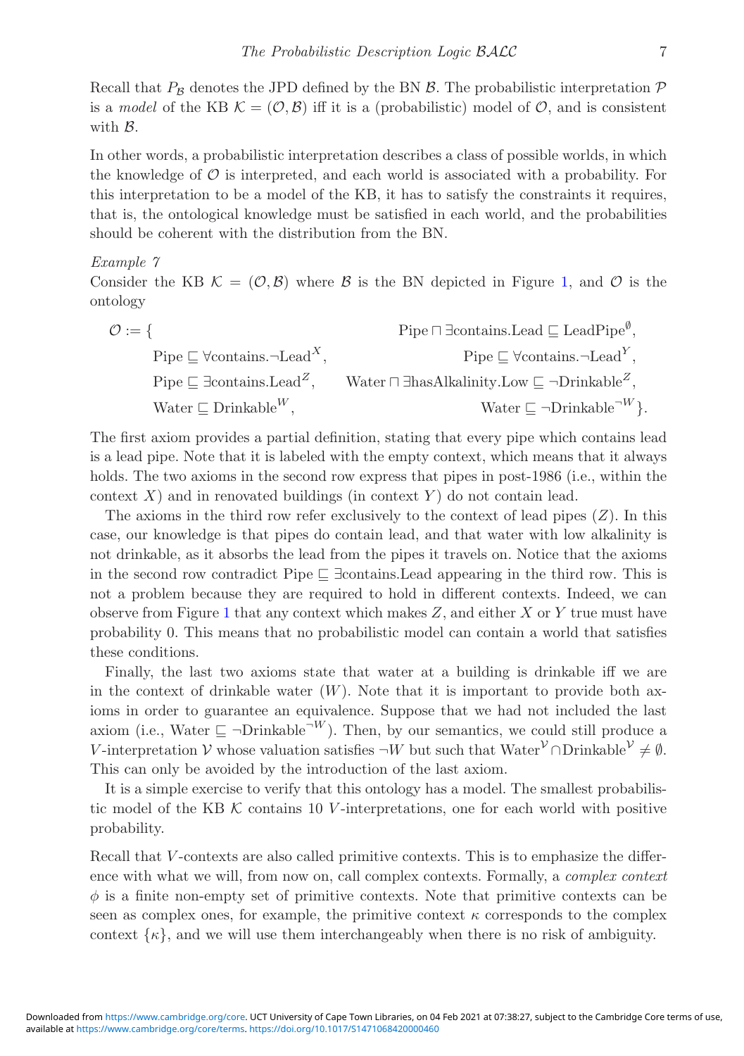Recall that $P_{\mathcal{B}}$ denotes the JPD defined by the BN $\mathcal{B}$. The probabilistic interpretation $\mathcal{P}$ is a *model* of the KB $\mathcal{K} = (\mathcal{O}, \mathcal{B})$ iff it is a (probabilistic) model of $\mathcal{O}$, and is consistent with $\mathcal{B}$.

In other words, a probabilistic interpretation describes a class of possible worlds, in which the knowledge of $\mathcal{O}$ is interpreted, and each world is associated with a probability. For this interpretation to be a model of the KB, it has to satisfy the constraints it requires, that is, the ontological knowledge must be satisfied in each world, and the probabilities should be coherent with the distribution from the BN.

*Example 7*

Consider the KB $\mathcal{K} = (\mathcal{O}, \mathcal{B})$ where $\mathcal{B}$ is the BN depicted in Figure 1, and $\mathcal{O}$ is the ontology

$$
\begin{aligned}
\mathcal{O} := \{ \quad & & \text{Pipe} \sqcap \exists \text{contains.Lead} \sqsubseteq \text{LeadPipe}^{\emptyset}, \\
& \text{Pipe} \sqsubseteq \forall \text{contains.}\neg\text{Lead}^{X}, & \text{Pipe} \sqsubseteq \forall \text{contains.}\neg\text{Lead}^{Y}, \\
& \text{Pipe} \sqsubseteq \exists \text{contains.Lead}^{Z}, & \text{Water} \sqcap \exists \text{hasAlkalinity.Low} \sqsubseteq \neg\text{Drinkable}^{Z}, \\
& \text{Water} \sqsubseteq \text{Drinkable}^{W}, & \text{Water} \sqsubseteq \neg\text{Drinkable}^{\neg W} \}.
\end{aligned}
$$

The first axiom provides a partial definition, stating that every pipe which contains lead is a lead pipe. Note that it is labeled with the empty context, which means that it always holds. The two axioms in the second row express that pipes in post-1986 (i.e., within the context $X$) and in renovated buildings (in context $Y$) do not contain lead.

The axioms in the third row refer exclusively to the context of lead pipes ($Z$). In this case, our knowledge is that pipes do contain lead, and that water with low alkalinity is not drinkable, as it absorbs the lead from the pipes it travels on. Notice that the axioms in the second row contradict $\text{Pipe} \sqsubseteq \exists\text{contains.Lead}$ appearing in the third row. This is not a problem because they are required to hold in different contexts. Indeed, we can observe from Figure 1 that any context which makes $Z$, and either $X$ or $Y$ true must have probability 0. This means that no probabilistic model can contain a world that satisfies these conditions.

Finally, the last two axioms state that water at a building is drinkable iff we are in the context of drinkable water ($W$). Note that it is important to provide both axioms in order to guarantee an equivalence. Suppose that we had not included the last axiom (i.e., $\text{Water} \sqsubseteq \neg\text{Drinkable}^{\neg W}$). Then, by our semantics, we could still produce a $V$-interpretation $\mathcal{V}$ whose valuation satisfies $\neg W$ but such that $\text{Water}^{\mathcal{V}} \cap \text{Drinkable}^{\mathcal{V}} \neq \emptyset$. This can only be avoided by the introduction of the last axiom.

It is a simple exercise to verify that this ontology has a model. The smallest probabilistic model of the KB $\mathcal{K}$ contains 10 $V$-interpretations, one for each world with positive probability.

Recall that $V$-contexts are also called primitive contexts. This is to emphasize the difference with what we will, from now on, call complex contexts. Formally, a *complex context* $\phi$ is a finite non-empty set of primitive contexts. Note that primitive contexts can be seen as complex ones, for example, the primitive context $\kappa$ corresponds to the complex context $\{\kappa\}$, and we will use them interchangeably when there is no risk of ambiguity.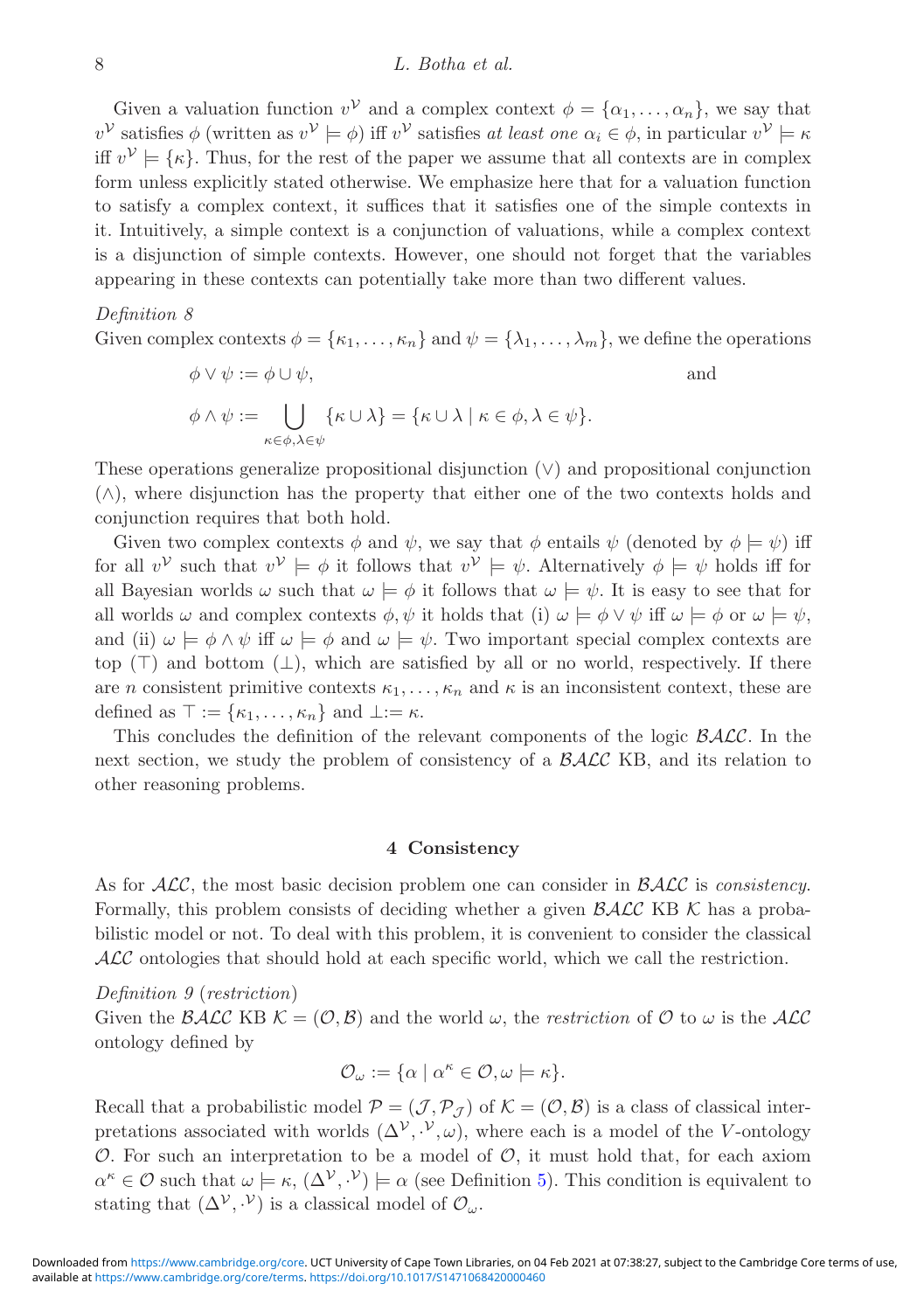Given a valuation function $v^{\mathcal{V}}$ and a complex context $\phi = \{\alpha_1, \ldots, \alpha_n\}$, we say that $v^{\mathcal{V}}$ satisfies $\phi$ (written as $v^{\mathcal{V}} \models \phi$) iff $v^{\mathcal{V}}$ satisfies *at least one* $\alpha_i \in \phi$, in particular $v^{\mathcal{V}} \models \kappa$ iff $v^{\mathcal{V}} \models \{\kappa\}$. Thus, for the rest of the paper we assume that all contexts are in complex form unless explicitly stated otherwise. We emphasize here that for a valuation function to satisfy a complex context, it suffices that it satisfies one of the simple contexts in it. Intuitively, a simple context is a conjunction of valuations, while a complex context is a disjunction of simple contexts. However, one should not forget that the variables appearing in these contexts can potentially take more than two different values.

*Definition 8*
Given complex contexts $\phi = \{\kappa_1, \ldots, \kappa_n\}$ and $\psi = \{\lambda_1, \ldots, \lambda_m\}$, we define the operations

$$\phi \vee \psi := \phi \cup \psi, \qquad \text{and}$$

$$\phi \wedge \psi := \bigcup_{\kappa \in \phi, \lambda \in \psi} \{\kappa \cup \lambda\} = \{\kappa \cup \lambda \mid \kappa \in \phi, \lambda \in \psi\}.$$

These operations generalize propositional disjunction ($\vee$) and propositional conjunction ($\wedge$), where disjunction has the property that either one of the two contexts holds and conjunction requires that both hold.

Given two complex contexts $\phi$ and $\psi$, we say that $\phi$ entails $\psi$ (denoted by $\phi \models \psi$) iff for all $v^{\mathcal{V}}$ such that $v^{\mathcal{V}} \models \phi$ it follows that $v^{\mathcal{V}} \models \psi$. Alternatively $\phi \models \psi$ holds iff for all Bayesian worlds $\omega$ such that $\omega \models \phi$ it follows that $\omega \models \psi$. It is easy to see that for all worlds $\omega$ and complex contexts $\phi, \psi$ it holds that (i) $\omega \models \phi \vee \psi$ iff $\omega \models \phi$ or $\omega \models \psi$, and (ii) $\omega \models \phi \wedge \psi$ iff $\omega \models \phi$ and $\omega \models \psi$. Two important special complex contexts are top ($\top$) and bottom ($\bot$), which are satisfied by all or no world, respectively. If there are $n$ consistent primitive contexts $\kappa_1, \ldots, \kappa_n$ and $\kappa$ is an inconsistent context, these are defined as $\top := \{\kappa_1, \ldots, \kappa_n\}$ and $\bot := \kappa$.

This concludes the definition of the relevant components of the logic $\mathcal{BALC}$. In the next section, we study the problem of consistency of a $\mathcal{BALC}$ KB, and its relation to other reasoning problems.

## 4 Consistency

As for $\mathcal{ALC}$, the most basic decision problem one can consider in $\mathcal{BALC}$ is *consistency*. Formally, this problem consists of deciding whether a given $\mathcal{BALC}$ KB $\mathcal{K}$ has a probabilistic model or not. To deal with this problem, it is convenient to consider the classical $\mathcal{ALC}$ ontologies that should hold at each specific world, which we call the restriction.

*Definition 9* (*restriction*)
Given the $\mathcal{BALC}$ KB $\mathcal{K} = (\mathcal{O}, \mathcal{B})$ and the world $\omega$, the *restriction* of $\mathcal{O}$ to $\omega$ is the $\mathcal{ALC}$ ontology defined by

$$\mathcal{O}_\omega := \{\alpha \mid \alpha^\kappa \in \mathcal{O}, \omega \models \kappa\}.$$

Recall that a probabilistic model $\mathcal{P} = (\mathcal{J}, P_{\mathcal{J}})$ of $\mathcal{K} = (\mathcal{O}, \mathcal{B})$ is a class of classical interpretations associated with worlds $(\Delta^{\mathcal{V}}, \cdot^{\mathcal{V}}, \omega)$, where each is a model of the $V$-ontology $\mathcal{O}$. For such an interpretation to be a model of $\mathcal{O}$, it must hold that, for each axiom $\alpha^\kappa \in \mathcal{O}$ such that $\omega \models \kappa$, $(\Delta^{\mathcal{V}}, \cdot^{\mathcal{V}}) \models \alpha$ (see Definition 5). This condition is equivalent to stating that $(\Delta^{\mathcal{V}}, \cdot^{\mathcal{V}})$ is a classical model of $\mathcal{O}_\omega$.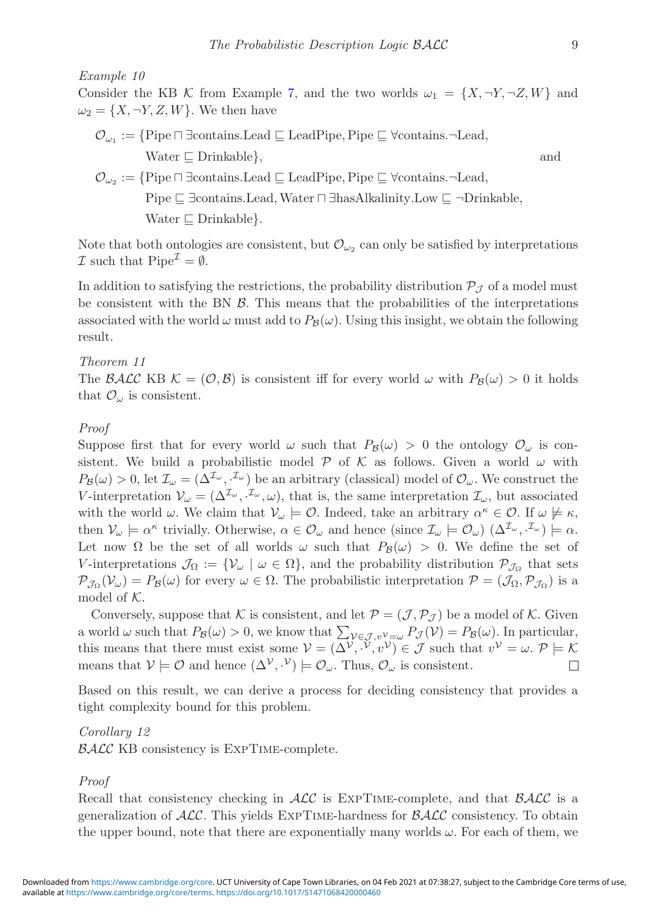*Example 10*

Consider the KB $\mathcal{K}$ from Example 7, and the two worlds $\omega_1 = \{X, \neg Y, \neg Z, W\}$ and $\omega_2 = \{X, \neg Y, Z, W\}$. We then have

$$\begin{aligned}
\mathcal{O}_{\omega_1} := \{&\text{Pipe} \sqcap \exists\text{contains.Lead} \sqsubseteq \text{LeadPipe}, \text{Pipe} \sqsubseteq \forall\text{contains.}\neg\text{Lead}, \\
&\text{Water} \sqsubseteq \text{Drinkable}\}, \qquad \text{and} \\
\mathcal{O}_{\omega_2} := \{&\text{Pipe} \sqcap \exists\text{contains.Lead} \sqsubseteq \text{LeadPipe}, \text{Pipe} \sqsubseteq \forall\text{contains.}\neg\text{Lead}, \\
&\text{Pipe} \sqsubseteq \exists\text{contains.Lead}, \text{Water} \sqcap \exists\text{hasAlkalinity.Low} \sqsubseteq \neg\text{Drinkable}, \\
&\text{Water} \sqsubseteq \text{Drinkable}\}.
\end{aligned}$$

Note that both ontologies are consistent, but $\mathcal{O}_{\omega_2}$ can only be satisfied by interpretations $\mathcal{I}$ such that $\text{Pipe}^{\mathcal{I}} = \emptyset$.

In addition to satisfying the restrictions, the probability distribution $\mathcal{P}_{\mathcal{J}}$ of a model must be consistent with the BN $\mathcal{B}$. This means that the probabilities of the interpretations associated with the world $\omega$ must add to $P_{\mathcal{B}}(\omega)$. Using this insight, we obtain the following result.

*Theorem 11*

The $\mathcal{BALC}$ KB $\mathcal{K} = (\mathcal{O}, \mathcal{B})$ is consistent iff for every world $\omega$ with $P_{\mathcal{B}}(\omega) > 0$ it holds that $\mathcal{O}_\omega$ is consistent.

*Proof*

Suppose first that for every world $\omega$ such that $P_{\mathcal{B}}(\omega) > 0$ the ontology $\mathcal{O}_\omega$ is consistent. We build a probabilistic model $\mathcal{P}$ of $\mathcal{K}$ as follows. Given a world $\omega$ with $P_{\mathcal{B}}(\omega) > 0$, let $\mathcal{I}_\omega = (\Delta^{\mathcal{I}_\omega}, \cdot^{\mathcal{I}_\omega})$ be an arbitrary (classical) model of $\mathcal{O}_\omega$. We construct the $V$-interpretation $\mathcal{V}_\omega = (\Delta^{\mathcal{I}_\omega}, \cdot^{\mathcal{I}_\omega}, \omega)$, that is, the same interpretation $\mathcal{I}_\omega$, but associated with the world $\omega$. We claim that $\mathcal{V}_\omega \models \mathcal{O}$. Indeed, take an arbitrary $\alpha^\kappa \in \mathcal{O}$. If $\omega \not\models \kappa$, then $\mathcal{V}_\omega \models \alpha^\kappa$ trivially. Otherwise, $\alpha \in \mathcal{O}_\omega$ and hence (since $\mathcal{I}_\omega \models \mathcal{O}_\omega$) $(\Delta^{\mathcal{I}_\omega}, \cdot^{\mathcal{I}_\omega}) \models \alpha$. Let now $\Omega$ be the set of all worlds $\omega$ such that $P_{\mathcal{B}}(\omega) > 0$. We define the set of $V$-interpretations $\mathcal{J}_\Omega := \{\mathcal{V}_\omega \mid \omega \in \Omega\}$, and the probability distribution $\mathcal{P}_{\mathcal{J}_\Omega}$ that sets $\mathcal{P}_{\mathcal{J}_\Omega}(\mathcal{V}_\omega) = P_{\mathcal{B}}(\omega)$ for every $\omega \in \Omega$. The probabilistic interpretation $\mathcal{P} = (\mathcal{J}_\Omega, \mathcal{P}_{\mathcal{J}_\Omega})$ is a model of $\mathcal{K}$.

Conversely, suppose that $\mathcal{K}$ is consistent, and let $\mathcal{P} = (\mathcal{J}, \mathcal{P}_{\mathcal{J}})$ be a model of $\mathcal{K}$. Given a world $\omega$ such that $P_{\mathcal{B}}(\omega) > 0$, we know that $\sum_{\mathcal{V} \in \mathcal{J}, v^{\mathcal{V}} = \omega} P_{\mathcal{J}}(\mathcal{V}) = P_{\mathcal{B}}(\omega)$. In particular, this means that there must exist some $\mathcal{V} = (\Delta^{\mathcal{V}}, \cdot^{\mathcal{V}}, v^{\mathcal{V}}) \in \mathcal{J}$ such that $v^{\mathcal{V}} = \omega$. $\mathcal{P} \models \mathcal{K}$ means that $\mathcal{V} \models \mathcal{O}$ and hence $(\Delta^{\mathcal{V}}, \cdot^{\mathcal{V}}) \models \mathcal{O}_\omega$. Thus, $\mathcal{O}_\omega$ is consistent. $\square$

Based on this result, we can derive a process for deciding consistency that provides a tight complexity bound for this problem.

*Corollary 12*

$\mathcal{BALC}$ KB consistency is ExpTime-complete.

*Proof*

Recall that consistency checking in $\mathcal{ALC}$ is ExpTime-complete, and that $\mathcal{BALC}$ is a generalization of $\mathcal{ALC}$. This yields ExpTime-hardness for $\mathcal{BALC}$ consistency. To obtain the upper bound, note that there are exponentially many worlds $\omega$. For each of them, we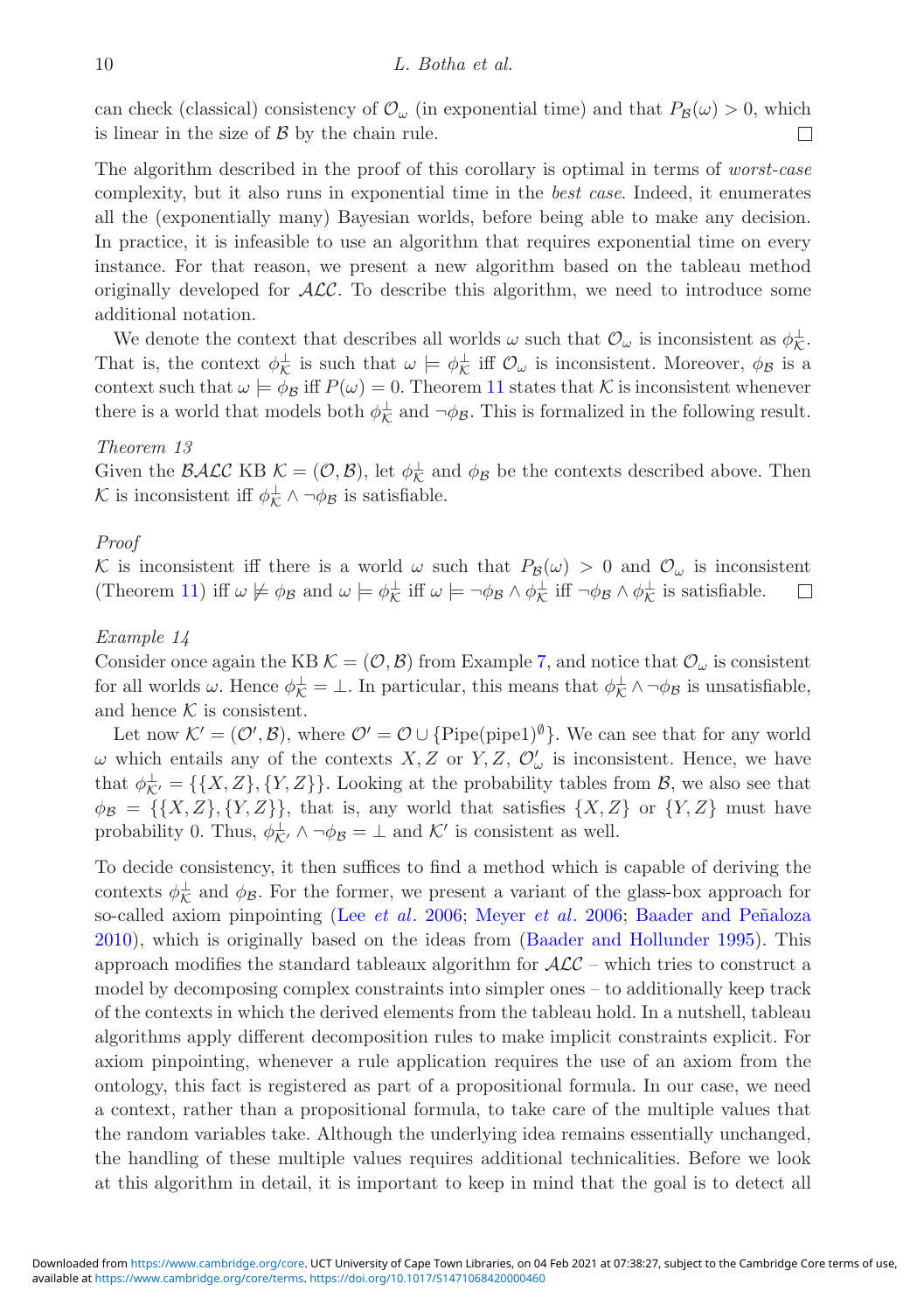can check (classical) consistency of $\mathcal{O}_\omega$ (in exponential time) and that $P_\mathcal{B}(\omega) > 0$, which is linear in the size of $\mathcal{B}$ by the chain rule. □

The algorithm described in the proof of this corollary is optimal in terms of *worst-case* complexity, but it also runs in exponential time in the *best case*. Indeed, it enumerates all the (exponentially many) Bayesian worlds, before being able to make any decision. In practice, it is infeasible to use an algorithm that requires exponential time on every instance. For that reason, we present a new algorithm based on the tableau method originally developed for $\mathcal{ALC}$. To describe this algorithm, we need to introduce some additional notation.

We denote the context that describes all worlds $\omega$ such that $\mathcal{O}_\omega$ is inconsistent as $\phi_\mathcal{K}^\perp$. That is, the context $\phi_\mathcal{K}^\perp$ is such that $\omega \models \phi_\mathcal{K}^\perp$ iff $\mathcal{O}_\omega$ is inconsistent. Moreover, $\phi_\mathcal{B}$ is a context such that $\omega \models \phi_\mathcal{B}$ iff $P(\omega) = 0$. Theorem 11 states that $\mathcal{K}$ is inconsistent whenever there is a world that models both $\phi_\mathcal{K}^\perp$ and $\neg\phi_\mathcal{B}$. This is formalized in the following result.

*Theorem 13*

Given the $\mathcal{BALC}$ KB $\mathcal{K} = (\mathcal{O}, \mathcal{B})$, let $\phi_\mathcal{K}^\perp$ and $\phi_\mathcal{B}$ be the contexts described above. Then $\mathcal{K}$ is inconsistent iff $\phi_\mathcal{K}^\perp \wedge \neg\phi_\mathcal{B}$ is satisfiable.

*Proof*

$\mathcal{K}$ is inconsistent iff there is a world $\omega$ such that $P_\mathcal{B}(\omega) > 0$ and $\mathcal{O}_\omega$ is inconsistent (Theorem 11) iff $\omega \not\models \phi_\mathcal{B}$ and $\omega \models \phi_\mathcal{K}^\perp$ iff $\omega \models \neg\phi_\mathcal{B} \wedge \phi_\mathcal{K}^\perp$ iff $\neg\phi_\mathcal{B} \wedge \phi_\mathcal{K}^\perp$ is satisfiable. □

*Example 14*

Consider once again the KB $\mathcal{K} = (\mathcal{O}, \mathcal{B})$ from Example 7, and notice that $\mathcal{O}_\omega$ is consistent for all worlds $\omega$. Hence $\phi_\mathcal{K}^\perp = \perp$. In particular, this means that $\phi_\mathcal{K}^\perp \wedge \neg\phi_\mathcal{B}$ is unsatisfiable, and hence $\mathcal{K}$ is consistent.

Let now $\mathcal{K}' = (\mathcal{O}', \mathcal{B})$, where $\mathcal{O}' = \mathcal{O} \cup \{\text{Pipe}(\text{pipe1})^\emptyset\}$. We can see that for any world $\omega$ which entails any of the contexts $X, Z$ or $Y, Z$, $\mathcal{O}'_\omega$ is inconsistent. Hence, we have that $\phi_{\mathcal{K}'}^\perp = \{\{X, Z\}, \{Y, Z\}\}$. Looking at the probability tables from $\mathcal{B}$, we also see that $\phi_\mathcal{B} = \{\{X, Z\}, \{Y, Z\}\}$, that is, any world that satisfies $\{X, Z\}$ or $\{Y, Z\}$ must have probability 0. Thus, $\phi_{\mathcal{K}'}^\perp \wedge \neg\phi_\mathcal{B} = \perp$ and $\mathcal{K}'$ is consistent as well.

To decide consistency, it then suffices to find a method which is capable of deriving the contexts $\phi_\mathcal{K}^\perp$ and $\phi_\mathcal{B}$. For the former, we present a variant of the glass-box approach for so-called axiom pinpointing (Lee *et al*. 2006; Meyer *et al*. 2006; Baader and Peñaloza 2010), which is originally based on the ideas from (Baader and Hollunder 1995). This approach modifies the standard tableaux algorithm for $\mathcal{ALC}$ – which tries to construct a model by decomposing complex constraints into simpler ones – to additionally keep track of the contexts in which the derived elements from the tableau hold. In a nutshell, tableau algorithms apply different decomposition rules to make implicit constraints explicit. For axiom pinpointing, whenever a rule application requires the use of an axiom from the ontology, this fact is registered as part of a propositional formula. In our case, we need a context, rather than a propositional formula, to take care of the multiple values that the random variables take. Although the underlying idea remains essentially unchanged, the handling of these multiple values requires additional technicalities. Before we look at this algorithm in detail, it is important to keep in mind that the goal is to detect all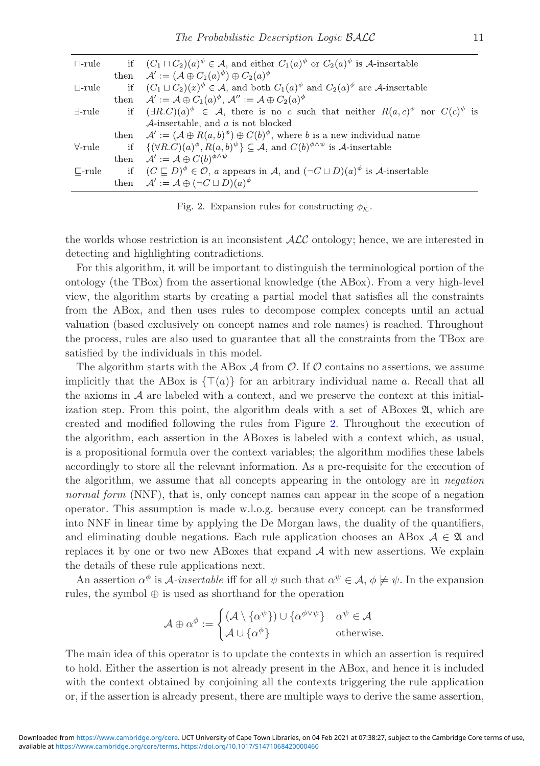| | | |
|---|---|---|
| $\sqcap$-rule | if | $(C_1 \sqcap C_2)(a)^\phi \in \mathcal{A}$, and either $C_1(a)^\phi$ or $C_2(a)^\phi$ is $\mathcal{A}$-insertable |
| | then | $\mathcal{A}' := (\mathcal{A} \oplus C_1(a)^\phi) \oplus C_2(a)^\phi$ |
| $\sqcup$-rule | if | $(C_1 \sqcup C_2)(x)^\phi \in \mathcal{A}$, and both $C_1(a)^\phi$ and $C_2(a)^\phi$ are $\mathcal{A}$-insertable |
| | then | $\mathcal{A}' := \mathcal{A} \oplus C_1(a)^\phi$, $\mathcal{A}'' := \mathcal{A} \oplus C_2(a)^\phi$ |
| $\exists$-rule | if | $(\exists R.C)(a)^\phi \in \mathcal{A}$, there is no $c$ such that neither $R(a,c)^\phi$ nor $C(c)^\phi$ is $\mathcal{A}$-insertable, and $a$ is not blocked |
| | then | $\mathcal{A}' := (\mathcal{A} \oplus R(a,b)^\phi) \oplus C(b)^\phi$, where $b$ is a new individual name |
| $\forall$-rule | if | $\{(\forall R.C)(a)^\phi, R(a,b)^\psi\} \subseteq \mathcal{A}$, and $C(b)^{\phi\wedge\psi}$ is $\mathcal{A}$-insertable |
| | then | $\mathcal{A}' := \mathcal{A} \oplus C(b)^{\phi\wedge\psi}$ |
| $\sqsubseteq$-rule | if | $(C \sqsubseteq D)^\phi \in \mathcal{O}$, $a$ appears in $\mathcal{A}$, and $(\neg C \sqcup D)(a)^\phi$ is $\mathcal{A}$-insertable |
| | then | $\mathcal{A}' := \mathcal{A} \oplus (\neg C \sqcup D)(a)^\phi$ |

Fig. 2. Expansion rules for constructing $\phi_{\mathcal{K}}^{\perp}$.

the worlds whose restriction is an inconsistent $\mathcal{ALC}$ ontology; hence, we are interested in detecting and highlighting contradictions.

For this algorithm, it will be important to distinguish the terminological portion of the ontology (the TBox) from the assertional knowledge (the ABox). From a very high-level view, the algorithm starts by creating a partial model that satisfies all the constraints from the ABox, and then uses rules to decompose complex concepts until an actual valuation (based exclusively on concept names and role names) is reached. Throughout the process, rules are also used to guarantee that all the constraints from the TBox are satisfied by the individuals in this model.

The algorithm starts with the ABox $\mathcal{A}$ from $\mathcal{O}$. If $\mathcal{O}$ contains no assertions, we assume implicitly that the ABox is $\{\top(a)\}$ for an arbitrary individual name $a$. Recall that all the axioms in $\mathcal{A}$ are labeled with a context, and we preserve the context at this initialization step. From this point, the algorithm deals with a set of ABoxes $\mathfrak{A}$, which are created and modified following the rules from Figure 2. Throughout the execution of the algorithm, each assertion in the ABoxes is labeled with a context which, as usual, is a propositional formula over the context variables; the algorithm modifies these labels accordingly to store all the relevant information. As a pre-requisite for the execution of the algorithm, we assume that all concepts appearing in the ontology are in *negation normal form* (NNF), that is, only concept names can appear in the scope of a negation operator. This assumption is made w.l.o.g. because every concept can be transformed into NNF in linear time by applying the De Morgan laws, the duality of the quantifiers, and eliminating double negations. Each rule application chooses an ABox $\mathcal{A} \in \mathfrak{A}$ and replaces it by one or two new ABoxes that expand $\mathcal{A}$ with new assertions. We explain the details of these rule applications next.

An assertion $\alpha^\phi$ is $\mathcal{A}$-*insertable* iff for all $\psi$ such that $\alpha^\psi \in \mathcal{A}$, $\phi \not\models \psi$. In the expansion rules, the symbol $\oplus$ is used as shorthand for the operation

$$\mathcal{A} \oplus \alpha^\phi := \begin{cases} (\mathcal{A} \setminus \{\alpha^\psi\}) \cup \{\alpha^{\phi\vee\psi}\} & \alpha^\psi \in \mathcal{A} \\ \mathcal{A} \cup \{\alpha^\phi\} & \text{otherwise.} \end{cases}$$

The main idea of this operator is to update the contexts in which an assertion is required to hold. Either the assertion is not already present in the ABox, and hence it is included with the context obtained by conjoining all the contexts triggering the rule application or, if the assertion is already present, there are multiple ways to derive the same assertion,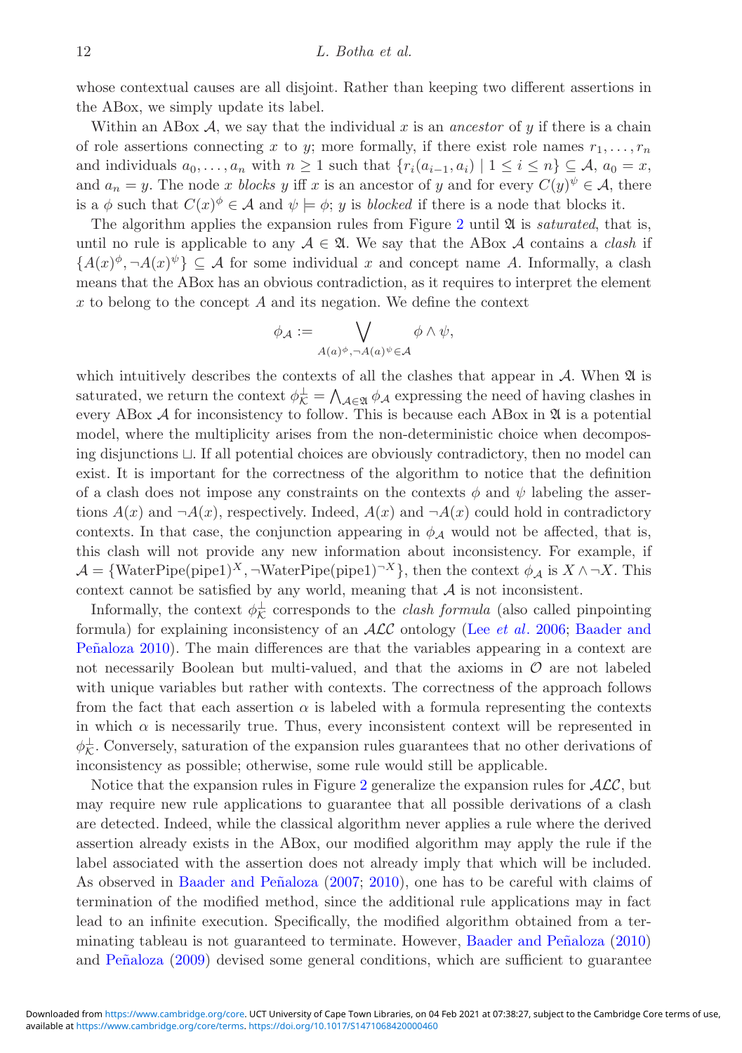whose contextual causes are all disjoint. Rather than keeping two different assertions in the ABox, we simply update its label.

Within an ABox $\mathcal{A}$, we say that the individual $x$ is an *ancestor* of $y$ if there is a chain of role assertions connecting $x$ to $y$; more formally, if there exist role names $r_1, \ldots, r_n$ and individuals $a_0, \ldots, a_n$ with $n \geq 1$ such that $\{r_i(a_{i-1}, a_i) \mid 1 \leq i \leq n\} \subseteq \mathcal{A}$, $a_0 = x$, and $a_n = y$. The node $x$ *blocks* $y$ iff $x$ is an ancestor of $y$ and for every $C(y)^\psi \in \mathcal{A}$, there is a $\phi$ such that $C(x)^\phi \in \mathcal{A}$ and $\psi \models \phi$; $y$ is *blocked* if there is a node that blocks it.

The algorithm applies the expansion rules from Figure 2 until $\mathfrak{A}$ is *saturated*, that is, until no rule is applicable to any $\mathcal{A} \in \mathfrak{A}$. We say that the ABox $\mathcal{A}$ contains a *clash* if $\{A(x)^\phi, \neg A(x)^\psi\} \subseteq \mathcal{A}$ for some individual $x$ and concept name $A$. Informally, a clash means that the ABox has an obvious contradiction, as it requires to interpret the element $x$ to belong to the concept $A$ and its negation. We define the context

$$\phi_\mathcal{A} := \bigvee_{A(a)^\phi, \neg A(a)^\psi \in \mathcal{A}} \phi \wedge \psi,$$

which intuitively describes the contexts of all the clashes that appear in $\mathcal{A}$. When $\mathfrak{A}$ is saturated, we return the context $\phi_\mathcal{K}^\perp = \bigwedge_{\mathcal{A} \in \mathfrak{A}} \phi_\mathcal{A}$ expressing the need of having clashes in every ABox $\mathcal{A}$ for inconsistency to follow. This is because each ABox in $\mathfrak{A}$ is a potential model, where the multiplicity arises from the non-deterministic choice when decomposing disjunctions $\sqcup$. If all potential choices are obviously contradictory, then no model can exist. It is important for the correctness of the algorithm to notice that the definition of a clash does not impose any constraints on the contexts $\phi$ and $\psi$ labeling the assertions $A(x)$ and $\neg A(x)$, respectively. Indeed, $A(x)$ and $\neg A(x)$ could hold in contradictory contexts. In that case, the conjunction appearing in $\phi_\mathcal{A}$ would not be affected, that is, this clash will not provide any new information about inconsistency. For example, if $\mathcal{A} = \{\text{WaterPipe}(\text{pipe1})^X, \neg\text{WaterPipe}(\text{pipe1})^{\neg X}\}$, then the context $\phi_\mathcal{A}$ is $X \wedge \neg X$. This context cannot be satisfied by any world, meaning that $\mathcal{A}$ is not inconsistent.

Informally, the context $\phi_\mathcal{K}^\perp$ corresponds to the *clash formula* (also called pinpointing formula) for explaining inconsistency of an $\mathcal{ALC}$ ontology (Lee *et al*. 2006; Baader and Peñaloza 2010). The main differences are that the variables appearing in a context are not necessarily Boolean but multi-valued, and that the axioms in $\mathcal{O}$ are not labeled with unique variables but rather with contexts. The correctness of the approach follows from the fact that each assertion $\alpha$ is labeled with a formula representing the contexts in which $\alpha$ is necessarily true. Thus, every inconsistent context will be represented in $\phi_\mathcal{K}^\perp$. Conversely, saturation of the expansion rules guarantees that no other derivations of inconsistency as possible; otherwise, some rule would still be applicable.

Notice that the expansion rules in Figure 2 generalize the expansion rules for $\mathcal{ALC}$, but may require new rule applications to guarantee that all possible derivations of a clash are detected. Indeed, while the classical algorithm never applies a rule where the derived assertion already exists in the ABox, our modified algorithm may apply the rule if the label associated with the assertion does not already imply that which will be included. As observed in Baader and Peñaloza (2007; 2010), one has to be careful with claims of termination of the modified method, since the additional rule applications may in fact lead to an infinite execution. Specifically, the modified algorithm obtained from a terminating tableau is not guaranteed to terminate. However, Baader and Peñaloza (2010) and Peñaloza (2009) devised some general conditions, which are sufficient to guarantee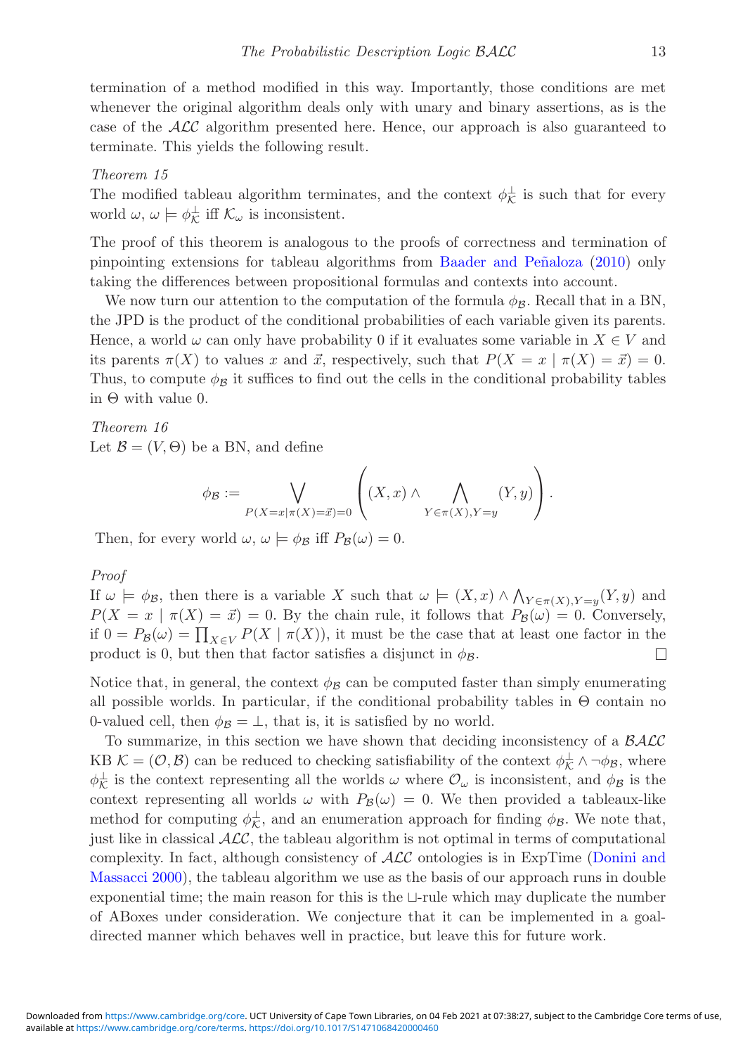termination of a method modified in this way. Importantly, those conditions are met whenever the original algorithm deals only with unary and binary assertions, as is the case of the $\mathcal{ALC}$ algorithm presented here. Hence, our approach is also guaranteed to terminate. This yields the following result.

*Theorem 15*

The modified tableau algorithm terminates, and the context $\phi_{\mathcal{K}}^{\perp}$ is such that for every world $\omega$, $\omega \models \phi_{\mathcal{K}}^{\perp}$ iff $\mathcal{K}_\omega$ is inconsistent.

The proof of this theorem is analogous to the proofs of correctness and termination of pinpointing extensions for tableau algorithms from Baader and Peñaloza (2010) only taking the differences between propositional formulas and contexts into account.

We now turn our attention to the computation of the formula $\phi_{\mathcal{B}}$. Recall that in a BN, the JPD is the product of the conditional probabilities of each variable given its parents. Hence, a world $\omega$ can only have probability 0 if it evaluates some variable in $X \in V$ and its parents $\pi(X)$ to values $x$ and $\vec{x}$, respectively, such that $P(X = x \mid \pi(X) = \vec{x}) = 0$. Thus, to compute $\phi_{\mathcal{B}}$ it suffices to find out the cells in the conditional probability tables in $\Theta$ with value 0.

*Theorem 16*

Let $\mathcal{B} = (V, \Theta)$ be a BN, and define

$$\phi_{\mathcal{B}} := \bigvee_{P(X=x \mid \pi(X)=\vec{x})=0} \left( (X, x) \wedge \bigwedge_{Y \in \pi(X), Y=y} (Y, y) \right).$$

Then, for every world $\omega$, $\omega \models \phi_{\mathcal{B}}$ iff $P_{\mathcal{B}}(\omega) = 0$.

*Proof*

If $\omega \models \phi_{\mathcal{B}}$, then there is a variable $X$ such that $\omega \models (X, x) \wedge \bigwedge_{Y \in \pi(X), Y=y} (Y, y)$ and $P(X = x \mid \pi(X) = \vec{x}) = 0$. By the chain rule, it follows that $P_{\mathcal{B}}(\omega) = 0$. Conversely, if $0 = P_{\mathcal{B}}(\omega) = \prod_{X \in V} P(X \mid \pi(X))$, it must be the case that at least one factor in the product is 0, but then that factor satisfies a disjunct in $\phi_{\mathcal{B}}$. □

Notice that, in general, the context $\phi_{\mathcal{B}}$ can be computed faster than simply enumerating all possible worlds. In particular, if the conditional probability tables in $\Theta$ contain no 0-valued cell, then $\phi_{\mathcal{B}} = \perp$, that is, it is satisfied by no world.

To summarize, in this section we have shown that deciding inconsistency of a $\mathcal{BALC}$ KB $\mathcal{K} = (\mathcal{O}, \mathcal{B})$ can be reduced to checking satisfiability of the context $\phi_{\mathcal{K}}^{\perp} \wedge \neg\phi_{\mathcal{B}}$, where $\phi_{\mathcal{K}}^{\perp}$ is the context representing all the worlds $\omega$ where $\mathcal{O}_\omega$ is inconsistent, and $\phi_{\mathcal{B}}$ is the context representing all worlds $\omega$ with $P_{\mathcal{B}}(\omega) = 0$. We then provided a tableaux-like method for computing $\phi_{\mathcal{K}}^{\perp}$, and an enumeration approach for finding $\phi_{\mathcal{B}}$. We note that, just like in classical $\mathcal{ALC}$, the tableau algorithm is not optimal in terms of computational complexity. In fact, although consistency of $\mathcal{ALC}$ ontologies is in ExpTime (Donini and Massacci 2000), the tableau algorithm we use as the basis of our approach runs in double exponential time; the main reason for this is the $\sqcup$-rule which may duplicate the number of ABoxes under consideration. We conjecture that it can be implemented in a goal-directed manner which behaves well in practice, but leave this for future work.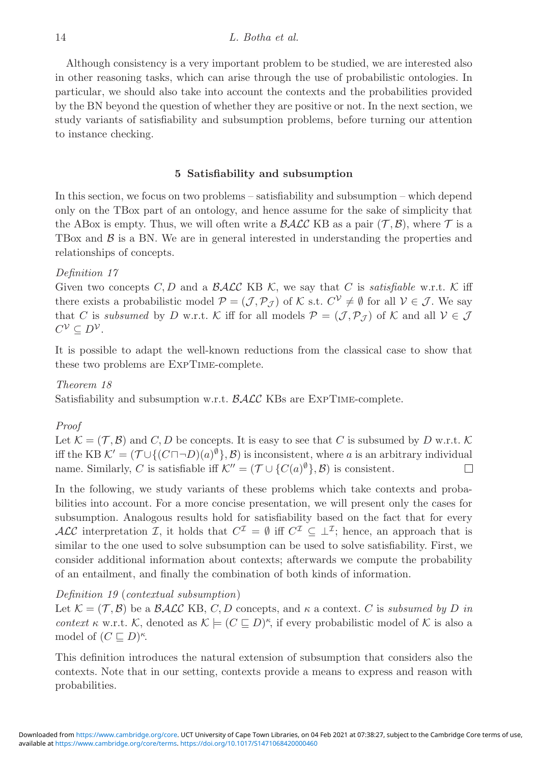Although consistency is a very important problem to be studied, we are interested also in other reasoning tasks, which can arise through the use of probabilistic ontologies. In particular, we should also take into account the contexts and the probabilities provided by the BN beyond the question of whether they are positive or not. In the next section, we study variants of satisfiability and subsumption problems, before turning our attention to instance checking.

## 5 Satisfiability and subsumption

In this section, we focus on two problems – satisfiability and subsumption – which depend only on the TBox part of an ontology, and hence assume for the sake of simplicity that the ABox is empty. Thus, we will often write a $\mathcal{BALC}$ KB as a pair $(\mathcal{T}, \mathcal{B})$, where $\mathcal{T}$ is a TBox and $\mathcal{B}$ is a BN. We are in general interested in understanding the properties and relationships of concepts.

*Definition 17*

Given two concepts $C, D$ and a $\mathcal{BALC}$ KB $\mathcal{K}$, we say that $C$ is *satisfiable* w.r.t. $\mathcal{K}$ iff there exists a probabilistic model $\mathcal{P} = (\mathcal{J}, \mathcal{P}_\mathcal{J})$ of $\mathcal{K}$ s.t. $C^\mathcal{V} \neq \emptyset$ for all $\mathcal{V} \in \mathcal{J}$. We say that $C$ is *subsumed* by $D$ w.r.t. $\mathcal{K}$ iff for all models $\mathcal{P} = (\mathcal{J}, \mathcal{P}_\mathcal{J})$ of $\mathcal{K}$ and all $\mathcal{V} \in \mathcal{J}$ $C^\mathcal{V} \subseteq D^\mathcal{V}$.

It is possible to adapt the well-known reductions from the classical case to show that these two problems are ExpTime-complete.

*Theorem 18*

Satisfiability and subsumption w.r.t. $\mathcal{BALC}$ KBs are ExpTime-complete.

*Proof*

Let $\mathcal{K} = (\mathcal{T}, \mathcal{B})$ and $C, D$ be concepts. It is easy to see that $C$ is subsumed by $D$ w.r.t. $\mathcal{K}$ iff the KB $\mathcal{K}' = (\mathcal{T} \cup \{(C \sqcap \neg D)(a)^\emptyset\}, \mathcal{B})$ is inconsistent, where $a$ is an arbitrary individual name. Similarly, $C$ is satisfiable iff $\mathcal{K}'' = (\mathcal{T} \cup \{C(a)^\emptyset\}, \mathcal{B})$ is consistent. □

In the following, we study variants of these problems which take contexts and probabilities into account. For a more concise presentation, we will present only the cases for subsumption. Analogous results hold for satisfiability based on the fact that for every $\mathcal{ALC}$ interpretation $\mathcal{I}$, it holds that $C^\mathcal{I} = \emptyset$ iff $C^\mathcal{I} \subseteq \bot^\mathcal{I}$; hence, an approach that is similar to the one used to solve subsumption can be used to solve satisfiability. First, we consider additional information about contexts; afterwards we compute the probability of an entailment, and finally the combination of both kinds of information.

*Definition 19* (*contextual subsumption*)

Let $\mathcal{K} = (\mathcal{T}, \mathcal{B})$ be a $\mathcal{BALC}$ KB, $C, D$ concepts, and $\kappa$ a context. $C$ is *subsumed by $D$ in context $\kappa$* w.r.t. $\mathcal{K}$, denoted as $\mathcal{K} \models (C \sqsubseteq D)^\kappa$, if every probabilistic model of $\mathcal{K}$ is also a model of $(C \sqsubseteq D)^\kappa$.

This definition introduces the natural extension of subsumption that considers also the contexts. Note that in our setting, contexts provide a means to express and reason with probabilities.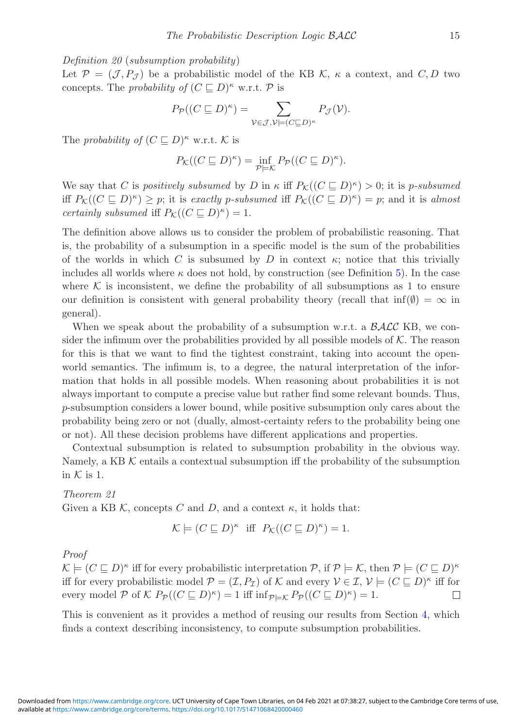*Definition 20* (*subsumption probability*)
Let $\mathcal{P} = (\mathcal{J}, P_{\mathcal{J}})$ be a probabilistic model of the KB $\mathcal{K}$, $\kappa$ a context, and $C, D$ two concepts. The *probability of* $(C \sqsubseteq D)^\kappa$ w.r.t. $\mathcal{P}$ is

$$P_{\mathcal{P}}((C \sqsubseteq D)^\kappa) = \sum_{\mathcal{V} \in \mathcal{J}, \mathcal{V} \models (C \sqsubseteq D)^\kappa} P_{\mathcal{J}}(\mathcal{V}).$$

The *probability of* $(C \sqsubseteq D)^\kappa$ w.r.t. $\mathcal{K}$ is

$$P_{\mathcal{K}}((C \sqsubseteq D)^\kappa) = \inf_{\mathcal{P} \models \mathcal{K}} P_{\mathcal{P}}((C \sqsubseteq D)^\kappa).$$

We say that $C$ is *positively subsumed* by $D$ in $\kappa$ iff $P_{\mathcal{K}}((C \sqsubseteq D)^\kappa) > 0$; it is *p-subsumed* iff $P_{\mathcal{K}}((C \sqsubseteq D)^\kappa) \geq p$; it is *exactly p-subsumed* iff $P_{\mathcal{K}}((C \sqsubseteq D)^\kappa) = p$; and it is *almost certainly subsumed* iff $P_{\mathcal{K}}((C \sqsubseteq D)^\kappa) = 1$.

The definition above allows us to consider the problem of probabilistic reasoning. That is, the probability of a subsumption in a specific model is the sum of the probabilities of the worlds in which $C$ is subsumed by $D$ in context $\kappa$; notice that this trivially includes all worlds where $\kappa$ does not hold, by construction (see Definition 5). In the case where $\mathcal{K}$ is inconsistent, we define the probability of all subsumptions as 1 to ensure our definition is consistent with general probability theory (recall that $\inf(\emptyset) = \infty$ in general).

When we speak about the probability of a subsumption w.r.t. a $\mathcal{BALC}$ KB, we consider the infimum over the probabilities provided by all possible models of $\mathcal{K}$. The reason for this is that we want to find the tightest constraint, taking into account the open-world semantics. The infimum is, to a degree, the natural interpretation of the information that holds in all possible models. When reasoning about probabilities it is not always important to compute a precise value but rather find some relevant bounds. Thus, $p$-subsumption considers a lower bound, while positive subsumption only cares about the probability being zero or not (dually, almost-certainty refers to the probability being one or not). All these decision problems have different applications and properties.

Contextual subsumption is related to subsumption probability in the obvious way. Namely, a KB $\mathcal{K}$ entails a contextual subsumption iff the probability of the subsumption in $\mathcal{K}$ is 1.

*Theorem 21*
Given a KB $\mathcal{K}$, concepts $C$ and $D$, and a context $\kappa$, it holds that:

$$\mathcal{K} \models (C \sqsubseteq D)^\kappa \text{ iff } P_{\mathcal{K}}((C \sqsubseteq D)^\kappa) = 1.$$

*Proof*
$\mathcal{K} \models (C \sqsubseteq D)^\kappa$ iff for every probabilistic interpretation $\mathcal{P}$, if $\mathcal{P} \models \mathcal{K}$, then $\mathcal{P} \models (C \sqsubseteq D)^\kappa$ iff for every probabilistic model $\mathcal{P} = (\mathcal{I}, P_{\mathcal{I}})$ of $\mathcal{K}$ and every $\mathcal{V} \in \mathcal{I}$, $\mathcal{V} \models (C \sqsubseteq D)^\kappa$ iff for every model $\mathcal{P}$ of $\mathcal{K}$ $P_{\mathcal{P}}((C \sqsubseteq D)^\kappa) = 1$ iff $\inf_{\mathcal{P} \models \mathcal{K}} P_{\mathcal{P}}((C \sqsubseteq D)^\kappa) = 1$. $\square$

This is convenient as it provides a method of reusing our results from Section 4, which finds a context describing inconsistency, to compute subsumption probabilities.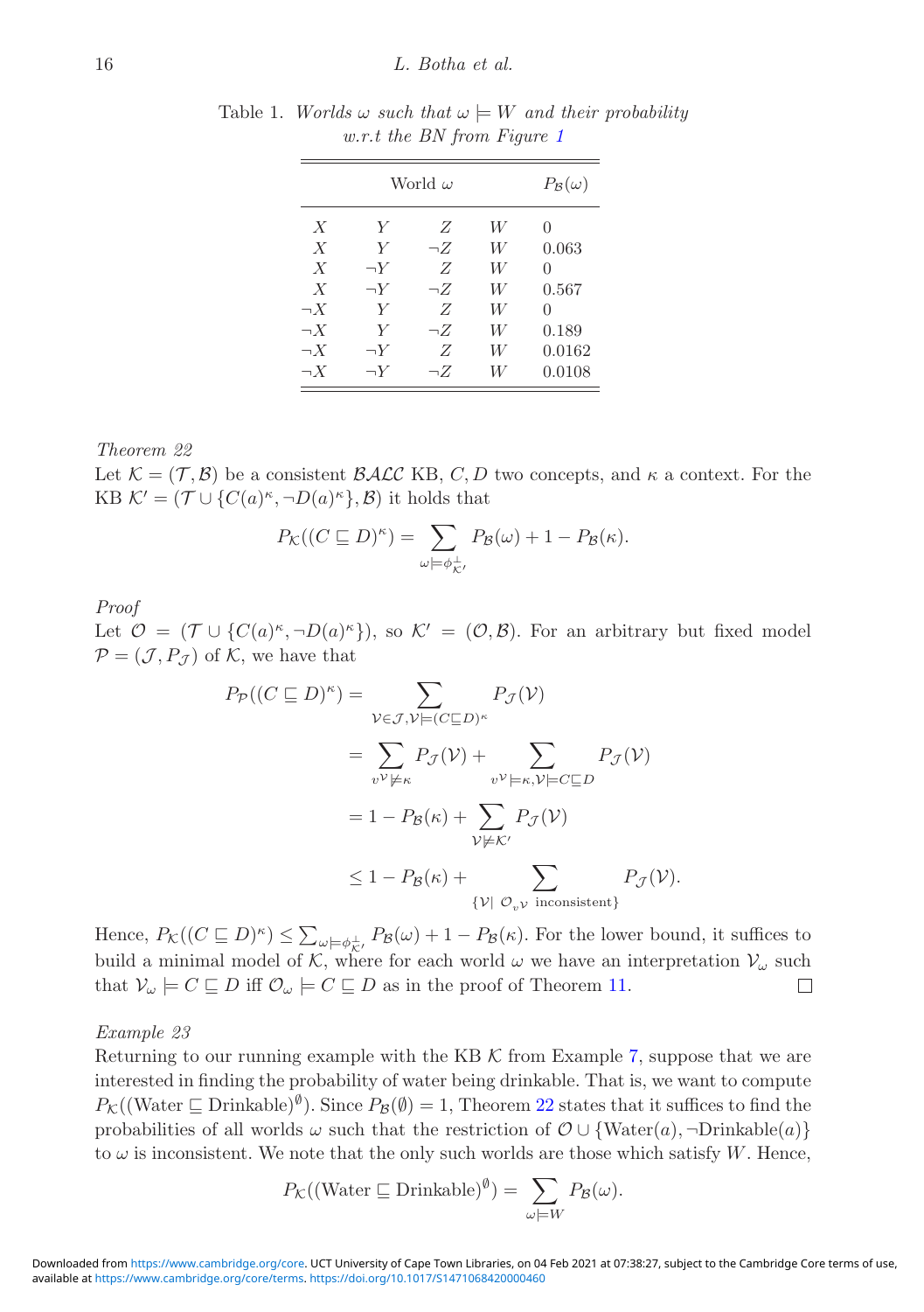Table 1. *Worlds $\omega$ such that $\omega \models W$ and their probability w.r.t the BN from Figure 1*

| World $\omega$ | | | | $P_{\mathcal{B}}(\omega)$ |
|---|---|---|---|---|
| $X$ | $Y$ | $Z$ | $W$ | 0 |
| $X$ | $Y$ | $\neg Z$ | $W$ | 0.063 |
| $X$ | $\neg Y$ | $Z$ | $W$ | 0 |
| $X$ | $\neg Y$ | $\neg Z$ | $W$ | 0.567 |
| $\neg X$ | $Y$ | $Z$ | $W$ | 0 |
| $\neg X$ | $Y$ | $\neg Z$ | $W$ | 0.189 |
| $\neg X$ | $\neg Y$ | $Z$ | $W$ | 0.0162 |
| $\neg X$ | $\neg Y$ | $\neg Z$ | $W$ | 0.0108 |

*Theorem 22*

Let $\mathcal{K} = (\mathcal{T}, \mathcal{B})$ be a consistent $\mathcal{BALC}$ KB, $C, D$ two concepts, and $\kappa$ a context. For the KB $\mathcal{K}' = (\mathcal{T} \cup \{C(a)^\kappa, \neg D(a)^\kappa\}, \mathcal{B})$ it holds that

$$P_{\mathcal{K}}((C \sqsubseteq D)^\kappa) = \sum_{\omega \models \phi^{\perp}_{\mathcal{K}'}} P_{\mathcal{B}}(\omega) + 1 - P_{\mathcal{B}}(\kappa).$$

*Proof*

Let $\mathcal{O} = (\mathcal{T} \cup \{C(a)^\kappa, \neg D(a)^\kappa\})$, so $\mathcal{K}' = (\mathcal{O}, \mathcal{B})$. For an arbitrary but fixed model $\mathcal{P} = (\mathcal{J}, P_{\mathcal{J}})$ of $\mathcal{K}$, we have that

$$\begin{aligned}
P_{\mathcal{P}}((C \sqsubseteq D)^\kappa) &= \sum_{\mathcal{V} \in \mathcal{J}, \mathcal{V} \models (C \sqsubseteq D)^\kappa} P_{\mathcal{J}}(\mathcal{V}) \\
&= \sum_{v^{\mathcal{V}} \not\models \kappa} P_{\mathcal{J}}(\mathcal{V}) + \sum_{v^{\mathcal{V}} \models \kappa, \mathcal{V} \models C \sqsubseteq D} P_{\mathcal{J}}(\mathcal{V}) \\
&= 1 - P_{\mathcal{B}}(\kappa) + \sum_{\mathcal{V} \not\models \mathcal{K}'} P_{\mathcal{J}}(\mathcal{V}) \\
&\leq 1 - P_{\mathcal{B}}(\kappa) + \sum_{\{\mathcal{V} \mid \mathcal{O}_{v^{\mathcal{V}}} \text{ inconsistent}\}} P_{\mathcal{J}}(\mathcal{V}).
\end{aligned}$$

Hence, $P_{\mathcal{K}}((C \sqsubseteq D)^\kappa) \leq \sum_{\omega \models \phi^{\perp}_{\mathcal{K}'}} P_{\mathcal{B}}(\omega) + 1 - P_{\mathcal{B}}(\kappa)$. For the lower bound, it suffices to build a minimal model of $\mathcal{K}$, where for each world $\omega$ we have an interpretation $\mathcal{V}_\omega$ such that $\mathcal{V}_\omega \models C \sqsubseteq D$ iff $\mathcal{O}_\omega \models C \sqsubseteq D$ as in the proof of Theorem 11. ☐

*Example 23*

Returning to our running example with the KB $\mathcal{K}$ from Example 7, suppose that we are interested in finding the probability of water being drinkable. That is, we want to compute $P_{\mathcal{K}}((\text{Water} \sqsubseteq \text{Drinkable})^{\emptyset})$. Since $P_{\mathcal{B}}(\emptyset) = 1$, Theorem 22 states that it suffices to find the probabilities of all worlds $\omega$ such that the restriction of $\mathcal{O} \cup \{\text{Water}(a), \neg\text{Drinkable}(a)\}$ to $\omega$ is inconsistent. We note that the only such worlds are those which satisfy $W$. Hence,

$$P_{\mathcal{K}}((\text{Water} \sqsubseteq \text{Drinkable})^{\emptyset}) = \sum_{\omega \models W} P_{\mathcal{B}}(\omega).$$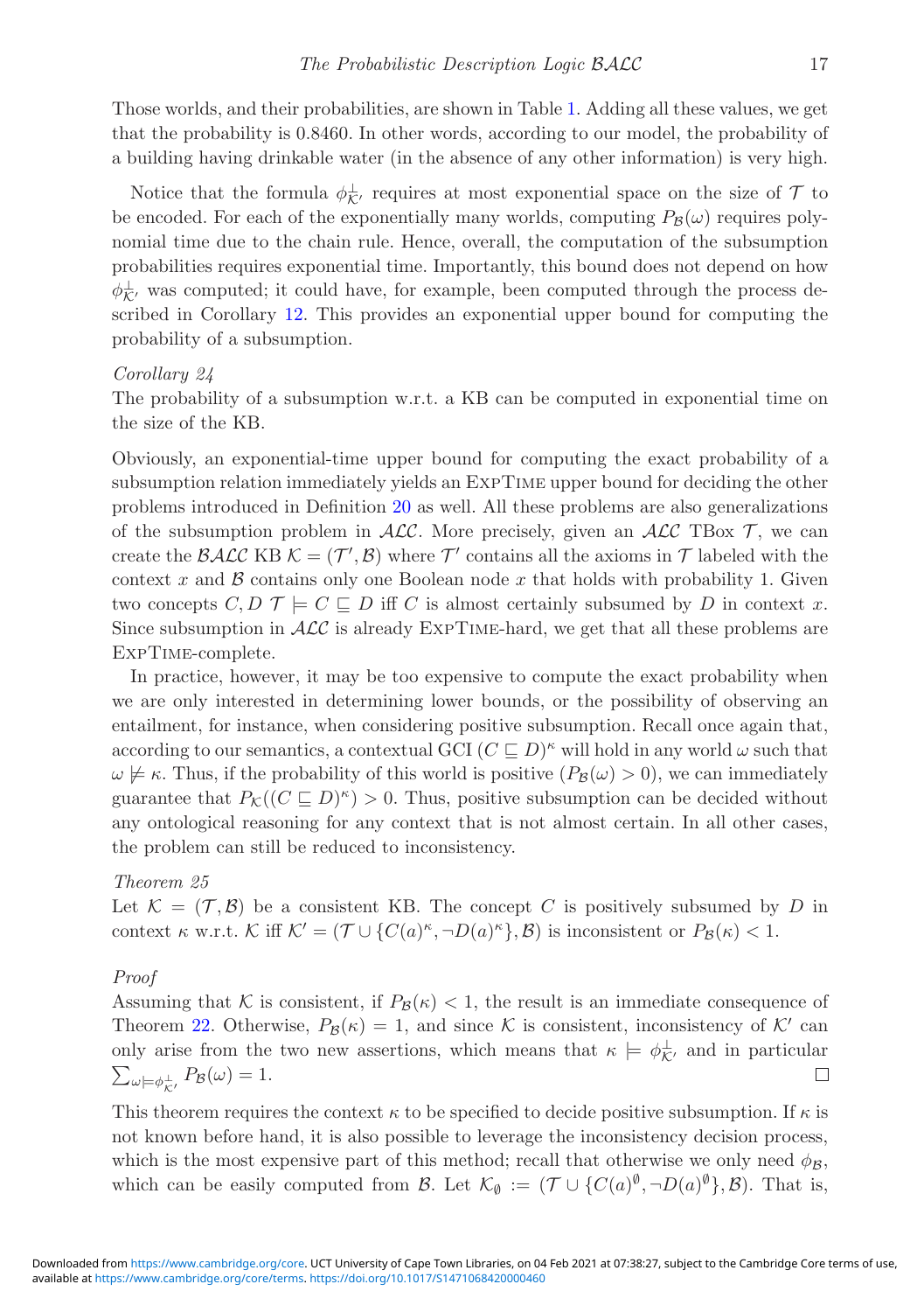Those worlds, and their probabilities, are shown in Table 1. Adding all these values, we get that the probability is 0.8460. In other words, according to our model, the probability of a building having drinkable water (in the absence of any other information) is very high.

Notice that the formula $\phi^{\perp}_{\mathcal{K}'}$ requires at most exponential space on the size of $\mathcal{T}$ to be encoded. For each of the exponentially many worlds, computing $P_{\mathcal{B}}(\omega)$ requires polynomial time due to the chain rule. Hence, overall, the computation of the subsumption probabilities requires exponential time. Importantly, this bound does not depend on how $\phi^{\perp}_{\mathcal{K}'}$ was computed; it could have, for example, been computed through the process described in Corollary 12. This provides an exponential upper bound for computing the probability of a subsumption.

*Corollary 24*

The probability of a subsumption w.r.t. a KB can be computed in exponential time on the size of the KB.

Obviously, an exponential-time upper bound for computing the exact probability of a subsumption relation immediately yields an ExpTime upper bound for deciding the other problems introduced in Definition 20 as well. All these problems are also generalizations of the subsumption problem in $\mathcal{ALC}$. More precisely, given an $\mathcal{ALC}$ TBox $\mathcal{T}$, we can create the $\mathcal{BALC}$ KB $\mathcal{K} = (\mathcal{T}', \mathcal{B})$ where $\mathcal{T}'$ contains all the axioms in $\mathcal{T}$ labeled with the context $x$ and $\mathcal{B}$ contains only one Boolean node $x$ that holds with probability 1. Given two concepts $C, D$ $\mathcal{T} \models C \sqsubseteq D$ iff $C$ is almost certainly subsumed by $D$ in context $x$. Since subsumption in $\mathcal{ALC}$ is already ExpTime-hard, we get that all these problems are ExpTime-complete.

In practice, however, it may be too expensive to compute the exact probability when we are only interested in determining lower bounds, or the possibility of observing an entailment, for instance, when considering positive subsumption. Recall once again that, according to our semantics, a contextual GCI $(C \sqsubseteq D)^{\kappa}$ will hold in any world $\omega$ such that $\omega \not\models \kappa$. Thus, if the probability of this world is positive ($P_{\mathcal{B}}(\omega) > 0$), we can immediately guarantee that $P_{\mathcal{K}}((C \sqsubseteq D)^{\kappa}) > 0$. Thus, positive subsumption can be decided without any ontological reasoning for any context that is not almost certain. In all other cases, the problem can still be reduced to inconsistency.

*Theorem 25*

Let $\mathcal{K} = (\mathcal{T}, \mathcal{B})$ be a consistent KB. The concept $C$ is positively subsumed by $D$ in context $\kappa$ w.r.t. $\mathcal{K}$ iff $\mathcal{K}' = (\mathcal{T} \cup \{C(a)^{\kappa}, \neg D(a)^{\kappa}\}, \mathcal{B})$ is inconsistent or $P_{\mathcal{B}}(\kappa) < 1$.

*Proof*

Assuming that $\mathcal{K}$ is consistent, if $P_{\mathcal{B}}(\kappa) < 1$, the result is an immediate consequence of Theorem 22. Otherwise, $P_{\mathcal{B}}(\kappa) = 1$, and since $\mathcal{K}$ is consistent, inconsistency of $\mathcal{K}'$ can only arise from the two new assertions, which means that $\kappa \models \phi^{\perp}_{\mathcal{K}'}$ and in particular $\sum_{\omega \models \phi^{\perp}_{\mathcal{K}'}} P_{\mathcal{B}}(\omega) = 1$. □

This theorem requires the context $\kappa$ to be specified to decide positive subsumption. If $\kappa$ is not known before hand, it is also possible to leverage the inconsistency decision process, which is the most expensive part of this method; recall that otherwise we only need $\phi_{\mathcal{B}}$, which can be easily computed from $\mathcal{B}$. Let $\mathcal{K}_{\emptyset} := (\mathcal{T} \cup \{C(a)^{\emptyset}, \neg D(a)^{\emptyset}\}, \mathcal{B})$. That is,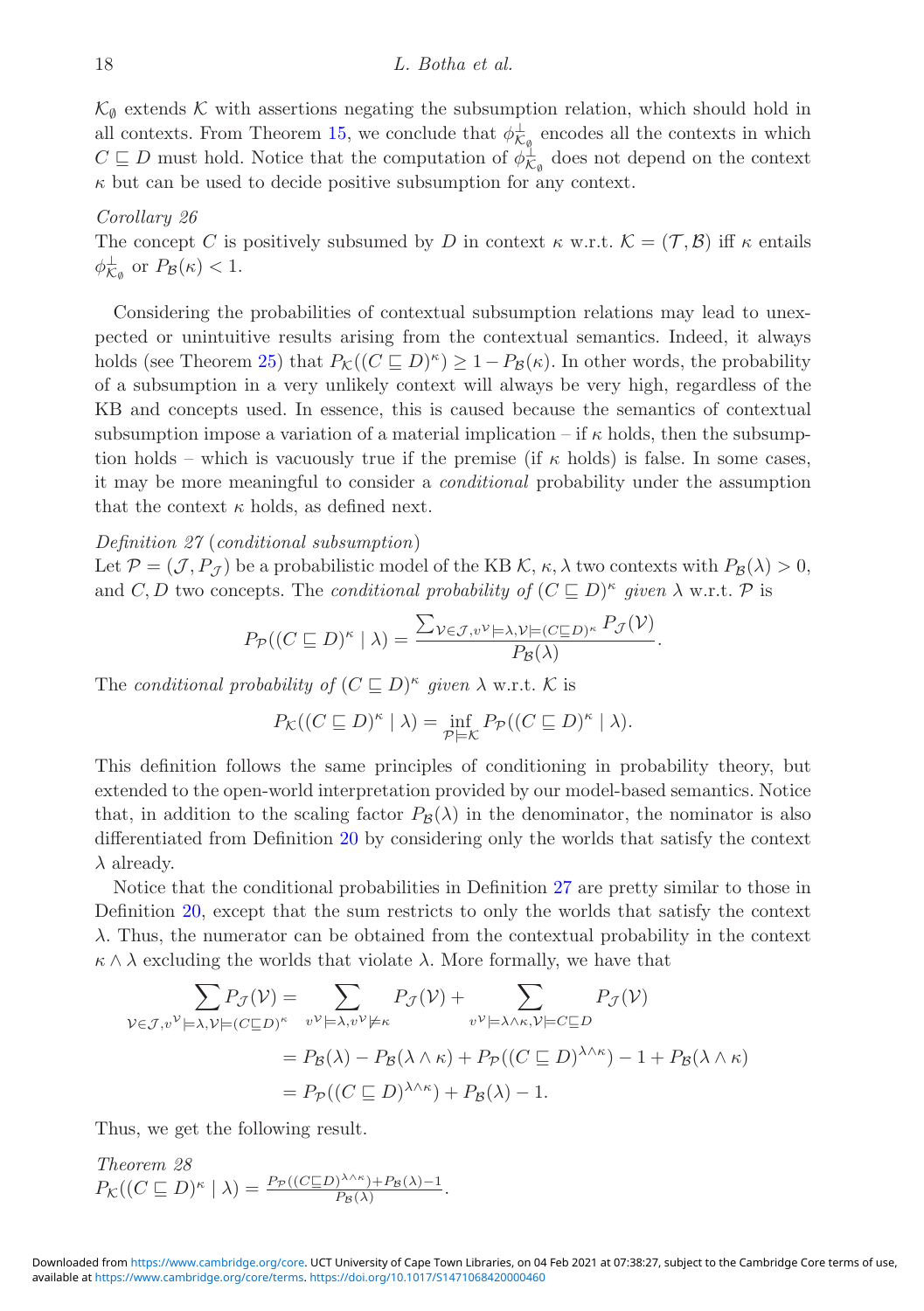$\mathcal{K}_\emptyset$ extends $\mathcal{K}$ with assertions negating the subsumption relation, which should hold in all contexts. From Theorem 15, we conclude that $\phi^{\perp}_{\mathcal{K}_\emptyset}$ encodes all the contexts in which $C \sqsubseteq D$ must hold. Notice that the computation of $\phi^{\perp}_{\mathcal{K}_\emptyset}$ does not depend on the context $\kappa$ but can be used to decide positive subsumption for any context.

*Corollary 26*

The concept $C$ is positively subsumed by $D$ in context $\kappa$ w.r.t. $\mathcal{K} = (\mathcal{T}, \mathcal{B})$ iff $\kappa$ entails $\phi^{\perp}_{\mathcal{K}_\emptyset}$ or $P_\mathcal{B}(\kappa) < 1$.

Considering the probabilities of contextual subsumption relations may lead to unexpected or unintuitive results arising from the contextual semantics. Indeed, it always holds (see Theorem 25) that $P_\mathcal{K}((C \sqsubseteq D)^\kappa) \geq 1 - P_\mathcal{B}(\kappa)$. In other words, the probability of a subsumption in a very unlikely context will always be very high, regardless of the KB and concepts used. In essence, this is caused because the semantics of contextual subsumption impose a variation of a material implication – if $\kappa$ holds, then the subsumption holds – which is vacuously true if the premise (if $\kappa$ holds) is false. In some cases, it may be more meaningful to consider a *conditional* probability under the assumption that the context $\kappa$ holds, as defined next.

*Definition 27* (*conditional subsumption*)

Let $\mathcal{P} = (\mathcal{J}, P_\mathcal{J})$ be a probabilistic model of the KB $\mathcal{K}$, $\kappa, \lambda$ two contexts with $P_\mathcal{B}(\lambda) > 0$, and $C, D$ two concepts. The *conditional probability of* $(C \sqsubseteq D)^\kappa$ *given* $\lambda$ w.r.t. $\mathcal{P}$ is

$$P_\mathcal{P}((C \sqsubseteq D)^\kappa \mid \lambda) = \frac{\sum_{\mathcal{V} \in \mathcal{J}, v^\mathcal{V} \models \lambda, \mathcal{V} \models (C \sqsubseteq D)^\kappa} P_\mathcal{J}(\mathcal{V})}{P_\mathcal{B}(\lambda)}.$$

The *conditional probability of* $(C \sqsubseteq D)^\kappa$ *given* $\lambda$ w.r.t. $\mathcal{K}$ is

$$P_\mathcal{K}((C \sqsubseteq D)^\kappa \mid \lambda) = \inf_{\mathcal{P} \models \mathcal{K}} P_\mathcal{P}((C \sqsubseteq D)^\kappa \mid \lambda).$$

This definition follows the same principles of conditioning in probability theory, but extended to the open-world interpretation provided by our model-based semantics. Notice that, in addition to the scaling factor $P_\mathcal{B}(\lambda)$ in the denominator, the nominator is also differentiated from Definition 20 by considering only the worlds that satisfy the context $\lambda$ already.

Notice that the conditional probabilities in Definition 27 are pretty similar to those in Definition 20, except that the sum restricts to only the worlds that satisfy the context $\lambda$. Thus, the numerator can be obtained from the contextual probability in the context $\kappa \wedge \lambda$ excluding the worlds that violate $\lambda$. More formally, we have that

$$\begin{aligned}
\sum_{\mathcal{V} \in \mathcal{J}, v^\mathcal{V} \models \lambda, \mathcal{V} \models (C \sqsubseteq D)^\kappa} P_\mathcal{J}(\mathcal{V}) &= \sum_{v^\mathcal{V} \models \lambda, v^\mathcal{V} \not\models \kappa} P_\mathcal{J}(\mathcal{V}) + \sum_{v^\mathcal{V} \models \lambda \wedge \kappa, \mathcal{V} \models C \sqsubseteq D} P_\mathcal{J}(\mathcal{V}) \\
&= P_\mathcal{B}(\lambda) - P_\mathcal{B}(\lambda \wedge \kappa) + P_\mathcal{P}((C \sqsubseteq D)^{\lambda \wedge \kappa}) - 1 + P_\mathcal{B}(\lambda \wedge \kappa) \\
&= P_\mathcal{P}((C \sqsubseteq D)^{\lambda \wedge \kappa}) + P_\mathcal{B}(\lambda) - 1.
\end{aligned}$$

Thus, we get the following result.

*Theorem 28*

$P_\mathcal{K}((C \sqsubseteq D)^\kappa \mid \lambda) = \frac{P_\mathcal{P}((C \sqsubseteq D)^{\lambda \wedge \kappa}) + P_\mathcal{B}(\lambda) - 1}{P_\mathcal{B}(\lambda)}$.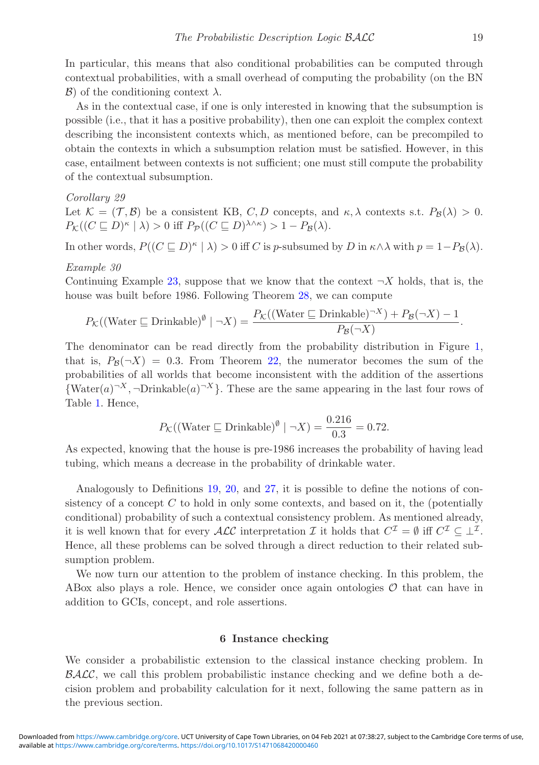In particular, this means that also conditional probabilities can be computed through contextual probabilities, with a small overhead of computing the probability (on the BN $\mathcal{B}$) of the conditioning context $\lambda$.

As in the contextual case, if one is only interested in knowing that the subsumption is possible (i.e., that it has a positive probability), then one can exploit the complex context describing the inconsistent contexts which, as mentioned before, can be precompiled to obtain the contexts in which a subsumption relation must be satisfied. However, in this case, entailment between contexts is not sufficient; one must still compute the probability of the contextual subsumption.

*Corollary 29*
Let $\mathcal{K} = (\mathcal{T}, \mathcal{B})$ be a consistent KB, $C, D$ concepts, and $\kappa, \lambda$ contexts s.t. $P_{\mathcal{B}}(\lambda) > 0$. $P_{\mathcal{K}}((C \sqsubseteq D)^{\kappa} \mid \lambda) > 0$ iff $P_{\mathcal{P}}((C \sqsubseteq D)^{\lambda \wedge \kappa}) > 1 - P_{\mathcal{B}}(\lambda)$.

In other words, $P((C \sqsubseteq D)^{\kappa} \mid \lambda) > 0$ iff $C$ is $p$-subsumed by $D$ in $\kappa \wedge \lambda$ with $p = 1 - P_{\mathcal{B}}(\lambda)$.

*Example 30*
Continuing Example 23, suppose that we know that the context $\neg X$ holds, that is, the house was built before 1986. Following Theorem 28, we can compute

$$P_{\mathcal{K}}((\text{Water} \sqsubseteq \text{Drinkable})^{\emptyset} \mid \neg X) = \frac{P_{\mathcal{K}}((\text{Water} \sqsubseteq \text{Drinkable})^{\neg X}) + P_{\mathcal{B}}(\neg X) - 1}{P_{\mathcal{B}}(\neg X)}.$$

The denominator can be read directly from the probability distribution in Figure 1, that is, $P_{\mathcal{B}}(\neg X) = 0.3$. From Theorem 22, the numerator becomes the sum of the probabilities of all worlds that become inconsistent with the addition of the assertions $\{\text{Water}(a)^{\neg X}, \neg\text{Drinkable}(a)^{\neg X}\}$. These are the same appearing in the last four rows of Table 1. Hence,

$$P_{\mathcal{K}}((\text{Water} \sqsubseteq \text{Drinkable})^{\emptyset} \mid \neg X) = \frac{0.216}{0.3} = 0.72.$$

As expected, knowing that the house is pre-1986 increases the probability of having lead tubing, which means a decrease in the probability of drinkable water.

Analogously to Definitions 19, 20, and 27, it is possible to define the notions of consistency of a concept $C$ to hold in only some contexts, and based on it, the (potentially conditional) probability of such a contextual consistency problem. As mentioned already, it is well known that for every $\mathcal{ALC}$ interpretation $\mathcal{I}$ it holds that $C^{\mathcal{I}} = \emptyset$ iff $C^{\mathcal{I}} \subseteq \perp^{\mathcal{I}}$. Hence, all these problems can be solved through a direct reduction to their related subsumption problem.

We now turn our attention to the problem of instance checking. In this problem, the ABox also plays a role. Hence, we consider once again ontologies $\mathcal{O}$ that can have in addition to GCIs, concept, and role assertions.

## 6 Instance checking

We consider a probabilistic extension to the classical instance checking problem. In $\mathcal{BALC}$, we call this problem probabilistic instance checking and we define both a decision problem and probability calculation for it next, following the same pattern as in the previous section.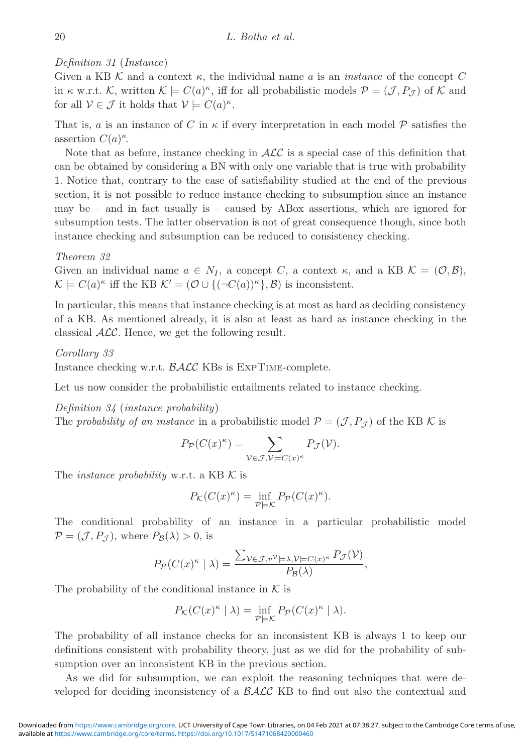*Definition 31* (*Instance*)
Given a KB $\mathcal{K}$ and a context $\kappa$, the individual name $a$ is an *instance* of the concept $C$ in $\kappa$ w.r.t. $\mathcal{K}$, written $\mathcal{K} \models C(a)^\kappa$, iff for all probabilistic models $\mathcal{P} = (\mathcal{J}, P_\mathcal{J})$ of $\mathcal{K}$ and for all $\mathcal{V} \in \mathcal{J}$ it holds that $\mathcal{V} \models C(a)^\kappa$.

That is, $a$ is an instance of $C$ in $\kappa$ if every interpretation in each model $\mathcal{P}$ satisfies the assertion $C(a)^\kappa$.

Note that as before, instance checking in $\mathcal{ALC}$ is a special case of this definition that can be obtained by considering a BN with only one variable that is true with probability 1. Notice that, contrary to the case of satisfiability studied at the end of the previous section, it is not possible to reduce instance checking to subsumption since an instance may be – and in fact usually is – caused by ABox assertions, which are ignored for subsumption tests. The latter observation is not of great consequence though, since both instance checking and subsumption can be reduced to consistency checking.

*Theorem 32*
Given an individual name $a \in N_I$, a concept $C$, a context $\kappa$, and a KB $\mathcal{K} = (\mathcal{O}, \mathcal{B})$, $\mathcal{K} \models C(a)^\kappa$ iff the KB $\mathcal{K}' = (\mathcal{O} \cup \{(\neg C(a))^\kappa\}, \mathcal{B})$ is inconsistent.

In particular, this means that instance checking is at most as hard as deciding consistency of a KB. As mentioned already, it is also at least as hard as instance checking in the classical $\mathcal{ALC}$. Hence, we get the following result.

*Corollary 33*
Instance checking w.r.t. $\mathcal{BALC}$ KBs is ExpTime-complete.

Let us now consider the probabilistic entailments related to instance checking.

*Definition 34* (*instance probability*)
The *probability of an instance* in a probabilistic model $\mathcal{P} = (\mathcal{J}, P_\mathcal{J})$ of the KB $\mathcal{K}$ is

$$P_\mathcal{P}(C(x)^\kappa) = \sum_{\mathcal{V} \in \mathcal{J}, \mathcal{V} \models C(x)^\kappa} P_\mathcal{J}(\mathcal{V}).$$

The *instance probability* w.r.t. a KB $\mathcal{K}$ is

$$P_\mathcal{K}(C(x)^\kappa) = \inf_{\mathcal{P} \models \mathcal{K}} P_\mathcal{P}(C(x)^\kappa).$$

The conditional probability of an instance in a particular probabilistic model $\mathcal{P} = (\mathcal{J}, P_\mathcal{J})$, where $P_\mathcal{B}(\lambda) > 0$, is

$$P_\mathcal{P}(C(x)^\kappa \mid \lambda) = \frac{\sum_{\mathcal{V} \in \mathcal{J}, v^\mathcal{V} \models \lambda, \mathcal{V} \models C(x)^\kappa} P_\mathcal{J}(\mathcal{V})}{P_\mathcal{B}(\lambda)},$$

The probability of the conditional instance in $\mathcal{K}$ is

$$P_\mathcal{K}(C(x)^\kappa \mid \lambda) = \inf_{\mathcal{P} \models \mathcal{K}} P_\mathcal{P}(C(x)^\kappa \mid \lambda).$$

The probability of all instance checks for an inconsistent KB is always 1 to keep our definitions consistent with probability theory, just as we did for the probability of subsumption over an inconsistent KB in the previous section.

As we did for subsumption, we can exploit the reasoning techniques that were developed for deciding inconsistency of a $\mathcal{BALC}$ KB to find out also the contextual and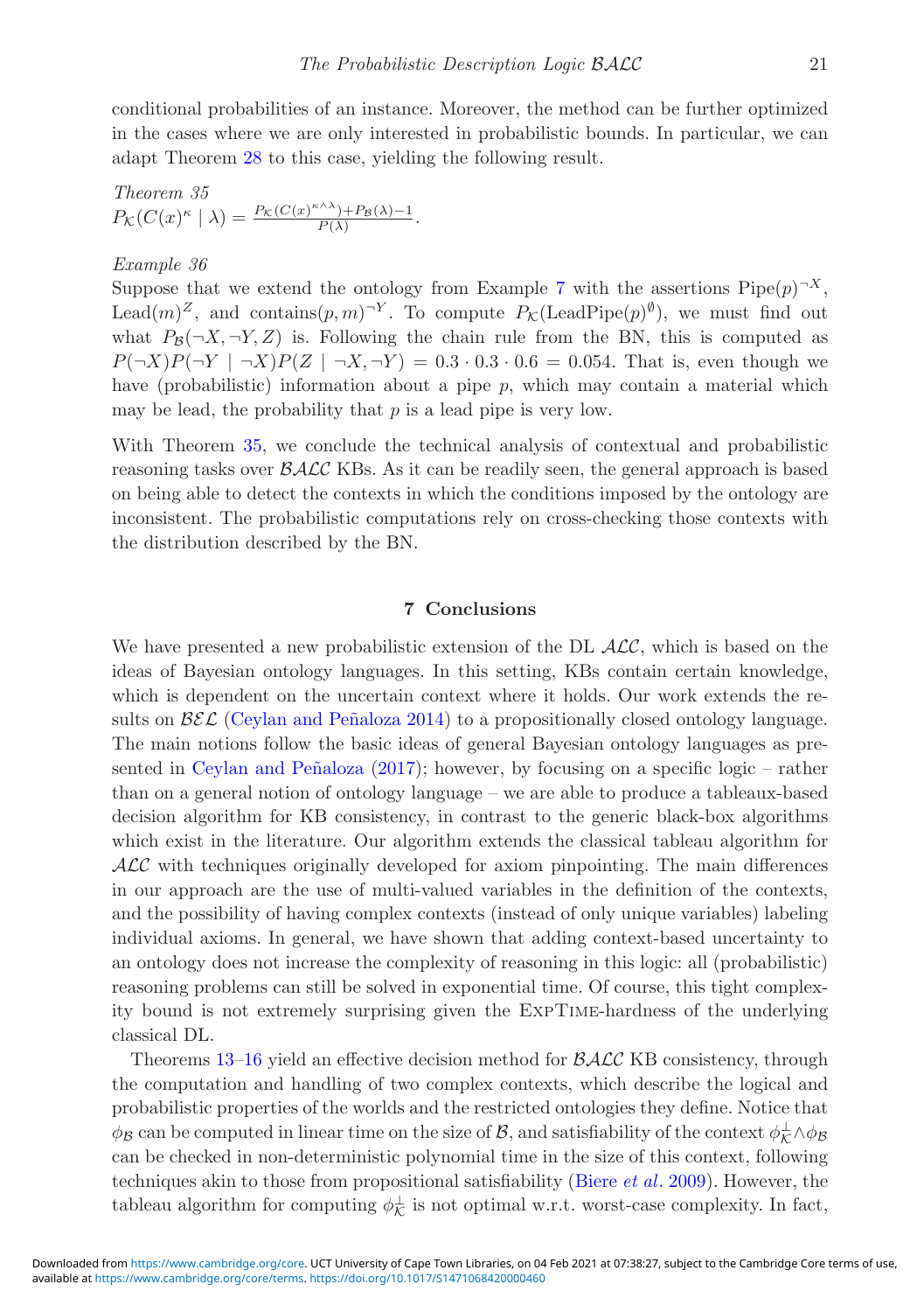conditional probabilities of an instance. Moreover, the method can be further optimized in the cases where we are only interested in probabilistic bounds. In particular, we can adapt Theorem 28 to this case, yielding the following result.

*Theorem 35*
$P_{\mathcal{K}}(C(x)^{\kappa} \mid \lambda) = \frac{P_{\mathcal{K}}(C(x)^{\kappa \wedge \lambda}) + P_{\mathcal{B}}(\lambda) - 1}{P(\lambda)}$.

*Example 36*
Suppose that we extend the ontology from Example 7 with the assertions $\text{Pipe}(p)^{\neg X}$, $\text{Lead}(m)^{Z}$, and $\text{contains}(p, m)^{\neg Y}$. To compute $P_{\mathcal{K}}(\text{LeadPipe}(p)^{\emptyset})$, we must find out what $P_{\mathcal{B}}(\neg X, \neg Y, Z)$ is. Following the chain rule from the BN, this is computed as $P(\neg X)P(\neg Y \mid \neg X)P(Z \mid \neg X, \neg Y) = 0.3 \cdot 0.3 \cdot 0.6 = 0.054$. That is, even though we have (probabilistic) information about a pipe $p$, which may contain a material which may be lead, the probability that $p$ is a lead pipe is very low.

With Theorem 35, we conclude the technical analysis of contextual and probabilistic reasoning tasks over $\mathcal{BALC}$ KBs. As it can be readily seen, the general approach is based on being able to detect the contexts in which the conditions imposed by the ontology are inconsistent. The probabilistic computations rely on cross-checking those contexts with the distribution described by the BN.

## 7 Conclusions

We have presented a new probabilistic extension of the DL $\mathcal{ALC}$, which is based on the ideas of Bayesian ontology languages. In this setting, KBs contain certain knowledge, which is dependent on the uncertain context where it holds. Our work extends the results on $\mathcal{BEL}$ (Ceylan and Peñaloza 2014) to a propositionally closed ontology language. The main notions follow the basic ideas of general Bayesian ontology languages as presented in Ceylan and Peñaloza (2017); however, by focusing on a specific logic – rather than on a general notion of ontology language – we are able to produce a tableaux-based decision algorithm for KB consistency, in contrast to the generic black-box algorithms which exist in the literature. Our algorithm extends the classical tableau algorithm for $\mathcal{ALC}$ with techniques originally developed for axiom pinpointing. The main differences in our approach are the use of multi-valued variables in the definition of the contexts, and the possibility of having complex contexts (instead of only unique variables) labeling individual axioms. In general, we have shown that adding context-based uncertainty to an ontology does not increase the complexity of reasoning in this logic: all (probabilistic) reasoning problems can still be solved in exponential time. Of course, this tight complexity bound is not extremely surprising given the ExpTime-hardness of the underlying classical DL.

Theorems 13–16 yield an effective decision method for $\mathcal{BALC}$ KB consistency, through the computation and handling of two complex contexts, which describe the logical and probabilistic properties of the worlds and the restricted ontologies they define. Notice that $\phi_{\mathcal{B}}$ can be computed in linear time on the size of $\mathcal{B}$, and satisfiability of the context $\phi_{\mathcal{K}}^{\perp} \wedge \phi_{\mathcal{B}}$ can be checked in non-deterministic polynomial time in the size of this context, following techniques akin to those from propositional satisfiability (Biere *et al*. 2009). However, the tableau algorithm for computing $\phi_{\mathcal{K}}^{\perp}$ is not optimal w.r.t. worst-case complexity. In fact,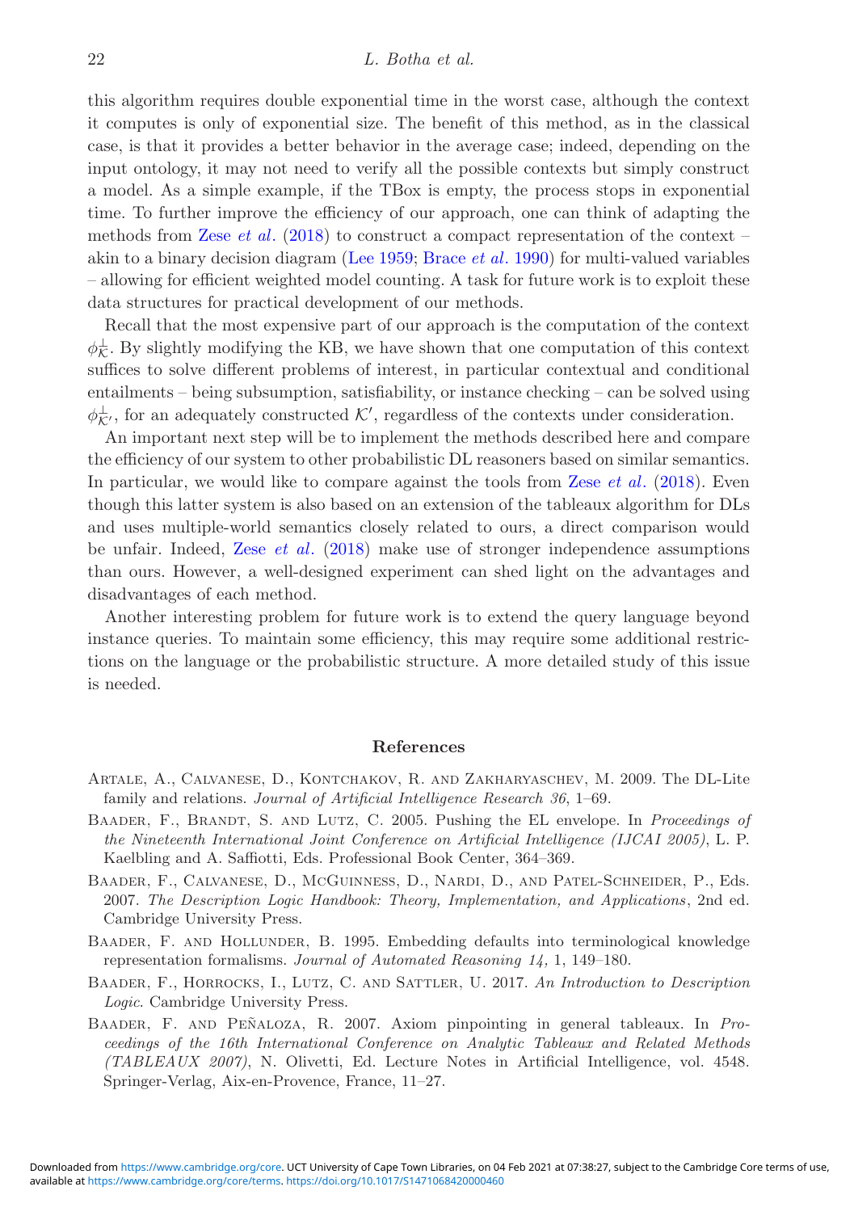this algorithm requires double exponential time in the worst case, although the context it computes is only of exponential size. The benefit of this method, as in the classical case, is that it provides a better behavior in the average case; indeed, depending on the input ontology, it may not need to verify all the possible contexts but simply construct a model. As a simple example, if the TBox is empty, the process stops in exponential time. To further improve the efficiency of our approach, one can think of adapting the methods from Zese *et al.* (2018) to construct a compact representation of the context – akin to a binary decision diagram (Lee 1959; Brace *et al.* 1990) for multi-valued variables – allowing for efficient weighted model counting. A task for future work is to exploit these data structures for practical development of our methods.

Recall that the most expensive part of our approach is the computation of the context $\phi_{\mathcal{K}}^{\perp}$. By slightly modifying the KB, we have shown that one computation of this context suffices to solve different problems of interest, in particular contextual and conditional entailments – being subsumption, satisfiability, or instance checking – can be solved using $\phi_{\mathcal{K}'}^{\perp}$, for an adequately constructed $\mathcal{K}'$, regardless of the contexts under consideration.

An important next step will be to implement the methods described here and compare the efficiency of our system to other probabilistic DL reasoners based on similar semantics. In particular, we would like to compare against the tools from Zese *et al.* (2018). Even though this latter system is also based on an extension of the tableaux algorithm for DLs and uses multiple-world semantics closely related to ours, a direct comparison would be unfair. Indeed, Zese *et al.* (2018) make use of stronger independence assumptions than ours. However, a well-designed experiment can shed light on the advantages and disadvantages of each method.

Another interesting problem for future work is to extend the query language beyond instance queries. To maintain some efficiency, this may require some additional restrictions on the language or the probabilistic structure. A more detailed study of this issue is needed.

## References

Artale, A., Calvanese, D., Kontchakov, R. and Zakharyaschev, M. 2009. The DL-Lite family and relations. *Journal of Artificial Intelligence Research 36*, 1–69.

Baader, F., Brandt, S. and Lutz, C. 2005. Pushing the EL envelope. In *Proceedings of the Nineteenth International Joint Conference on Artificial Intelligence (IJCAI 2005)*, L. P. Kaelbling and A. Saffiotti, Eds. Professional Book Center, 364–369.

Baader, F., Calvanese, D., McGuinness, D., Nardi, D., and Patel-Schneider, P., Eds. 2007. *The Description Logic Handbook: Theory, Implementation, and Applications*, 2nd ed. Cambridge University Press.

Baader, F. and Hollunder, B. 1995. Embedding defaults into terminological knowledge representation formalisms. *Journal of Automated Reasoning 14,* 1, 149–180.

Baader, F., Horrocks, I., Lutz, C. and Sattler, U. 2017. *An Introduction to Description Logic*. Cambridge University Press.

Baader, F. and Peñaloza, R. 2007. Axiom pinpointing in general tableaux. In *Proceedings of the 16th International Conference on Analytic Tableaux and Related Methods (TABLEAUX 2007)*, N. Olivetti, Ed. Lecture Notes in Artificial Intelligence, vol. 4548. Springer-Verlag, Aix-en-Provence, France, 11–27.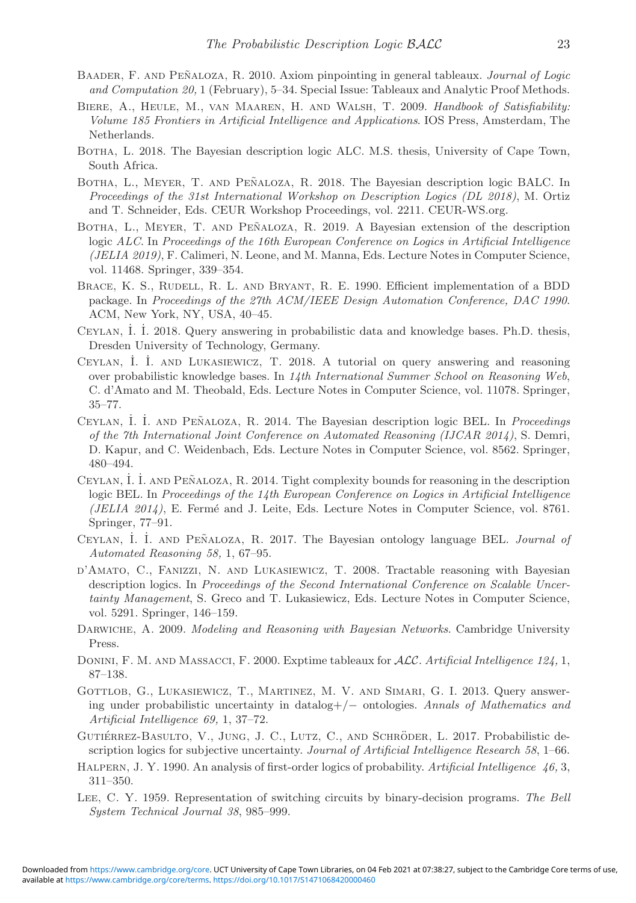Baader, F. and Peñaloza, R. 2010. Axiom pinpointing in general tableaux. *Journal of Logic and Computation 20,* 1 (February), 5–34. Special Issue: Tableaux and Analytic Proof Methods.

Biere, A., Heule, M., van Maaren, H. and Walsh, T. 2009. *Handbook of Satisfiability: Volume 185 Frontiers in Artificial Intelligence and Applications*. IOS Press, Amsterdam, The Netherlands.

Botha, L. 2018. The Bayesian description logic ALC. M.S. thesis, University of Cape Town, South Africa.

Botha, L., Meyer, T. and Peñaloza, R. 2018. The Bayesian description logic BALC. In *Proceedings of the 31st International Workshop on Description Logics (DL 2018)*, M. Ortiz and T. Schneider, Eds. CEUR Workshop Proceedings, vol. 2211. CEUR-WS.org.

Botha, L., Meyer, T. and Peñaloza, R. 2019. A Bayesian extension of the description logic $\mathcal{ALC}$. In *Proceedings of the 16th European Conference on Logics in Artificial Intelligence (JELIA 2019)*, F. Calimeri, N. Leone, and M. Manna, Eds. Lecture Notes in Computer Science, vol. 11468. Springer, 339–354.

Brace, K. S., Rudell, R. L. and Bryant, R. E. 1990. Efficient implementation of a BDD package. In *Proceedings of the 27th ACM/IEEE Design Automation Conference, DAC 1990*. ACM, New York, NY, USA, 40–45.

Ceylan, İ. İ. 2018. Query answering in probabilistic data and knowledge bases. Ph.D. thesis, Dresden University of Technology, Germany.

Ceylan, İ. İ. and Lukasiewicz, T. 2018. A tutorial on query answering and reasoning over probabilistic knowledge bases. In *14th International Summer School on Reasoning Web*, C. d'Amato and M. Theobald, Eds. Lecture Notes in Computer Science, vol. 11078. Springer, 35–77.

Ceylan, İ. İ. and Peñaloza, R. 2014. The Bayesian description logic BEL. In *Proceedings of the 7th International Joint Conference on Automated Reasoning (IJCAR 2014)*, S. Demri, D. Kapur, and C. Weidenbach, Eds. Lecture Notes in Computer Science, vol. 8562. Springer, 480–494.

Ceylan, İ. İ. and Peñaloza, R. 2014. Tight complexity bounds for reasoning in the description logic BEL. In *Proceedings of the 14th European Conference on Logics in Artificial Intelligence (JELIA 2014)*, E. Fermé and J. Leite, Eds. Lecture Notes in Computer Science, vol. 8761. Springer, 77–91.

Ceylan, İ. İ. and Peñaloza, R. 2017. The Bayesian ontology language BEL. *Journal of Automated Reasoning 58,* 1, 67–95.

d'Amato, C., Fanizzi, N. and Lukasiewicz, T. 2008. Tractable reasoning with Bayesian description logics. In *Proceedings of the Second International Conference on Scalable Uncertainty Management*, S. Greco and T. Lukasiewicz, Eds. Lecture Notes in Computer Science, vol. 5291. Springer, 146–159.

Darwiche, A. 2009. *Modeling and Reasoning with Bayesian Networks*. Cambridge University Press.

Donini, F. M. and Massacci, F. 2000. Exptime tableaux for $\mathcal{ALC}$. *Artificial Intelligence 124,* 1, 87–138.

Gottlob, G., Lukasiewicz, T., Martinez, M. V. and Simari, G. I. 2013. Query answering under probabilistic uncertainty in datalog+/− ontologies. *Annals of Mathematics and Artificial Intelligence 69,* 1, 37–72.

Gutiérrez-Basulto, V., Jung, J. C., Lutz, C., and Schröder, L. 2017. Probabilistic description logics for subjective uncertainty. *Journal of Artificial Intelligence Research 58*, 1–66.

Halpern, J. Y. 1990. An analysis of first-order logics of probability. *Artificial Intelligence 46,* 3, 311–350.

Lee, C. Y. 1959. Representation of switching circuits by binary-decision programs. *The Bell System Technical Journal 38*, 985–999.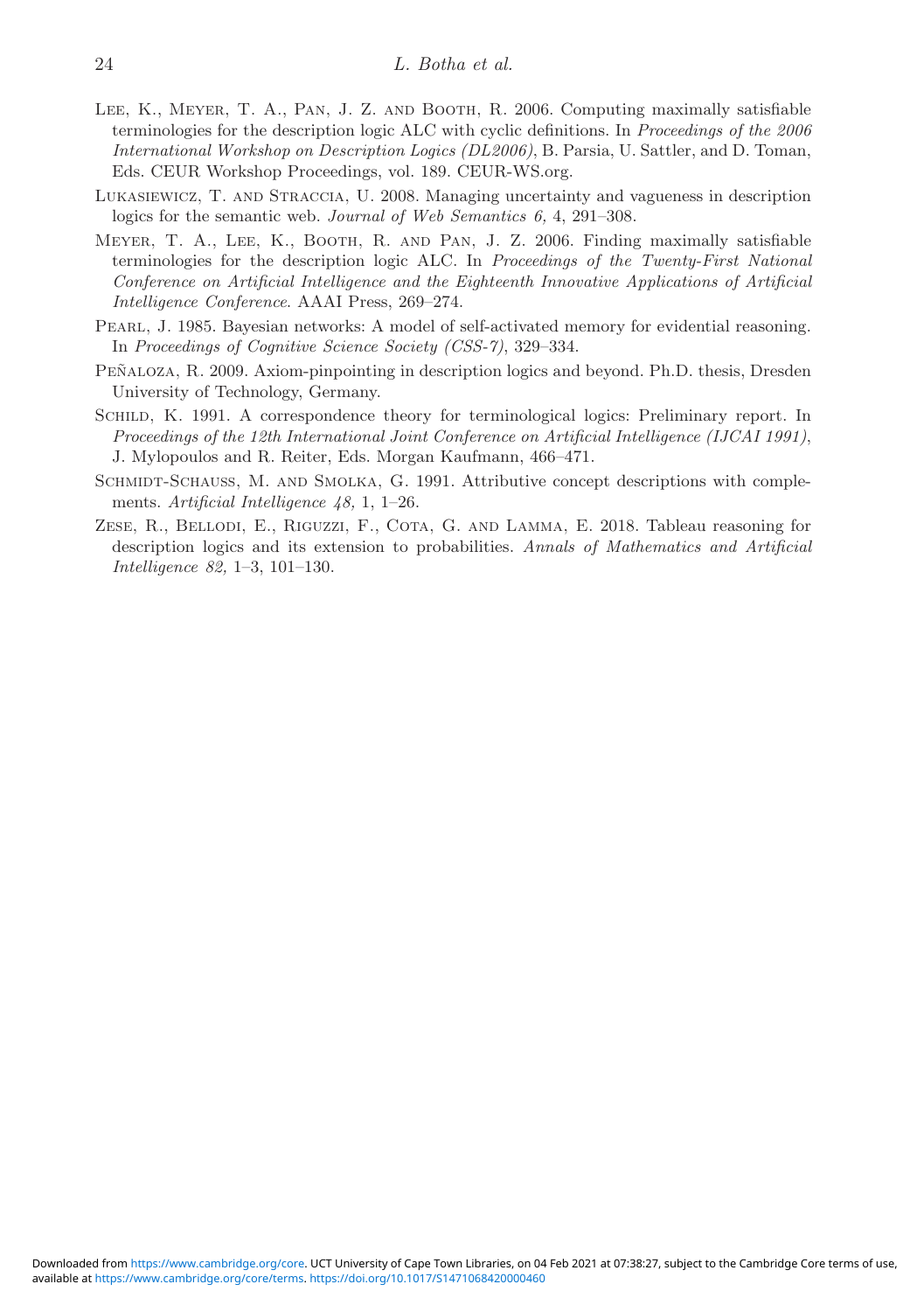Lee, K., Meyer, T. A., Pan, J. Z. and Booth, R. 2006. Computing maximally satisfiable terminologies for the description logic ALC with cyclic definitions. In *Proceedings of the 2006 International Workshop on Description Logics (DL2006)*, B. Parsia, U. Sattler, and D. Toman, Eds. CEUR Workshop Proceedings, vol. 189. CEUR-WS.org.

Lukasiewicz, T. and Straccia, U. 2008. Managing uncertainty and vagueness in description logics for the semantic web. *Journal of Web Semantics 6,* 4, 291–308.

Meyer, T. A., Lee, K., Booth, R. and Pan, J. Z. 2006. Finding maximally satisfiable terminologies for the description logic ALC. In *Proceedings of the Twenty-First National Conference on Artificial Intelligence and the Eighteenth Innovative Applications of Artificial Intelligence Conference*. AAAI Press, 269–274.

Pearl, J. 1985. Bayesian networks: A model of self-activated memory for evidential reasoning. In *Proceedings of Cognitive Science Society (CSS-7)*, 329–334.

Peñaloza, R. 2009. Axiom-pinpointing in description logics and beyond. Ph.D. thesis, Dresden University of Technology, Germany.

Schild, K. 1991. A correspondence theory for terminological logics: Preliminary report. In *Proceedings of the 12th International Joint Conference on Artificial Intelligence (IJCAI 1991)*, J. Mylopoulos and R. Reiter, Eds. Morgan Kaufmann, 466–471.

Schmidt-Schauss, M. and Smolka, G. 1991. Attributive concept descriptions with complements. *Artificial Intelligence 48,* 1, 1–26.

Zese, R., Bellodi, E., Riguzzi, F., Cota, G. and Lamma, E. 2018. Tableau reasoning for description logics and its extension to probabilities. *Annals of Mathematics and Artificial Intelligence 82,* 1–3, 101–130.